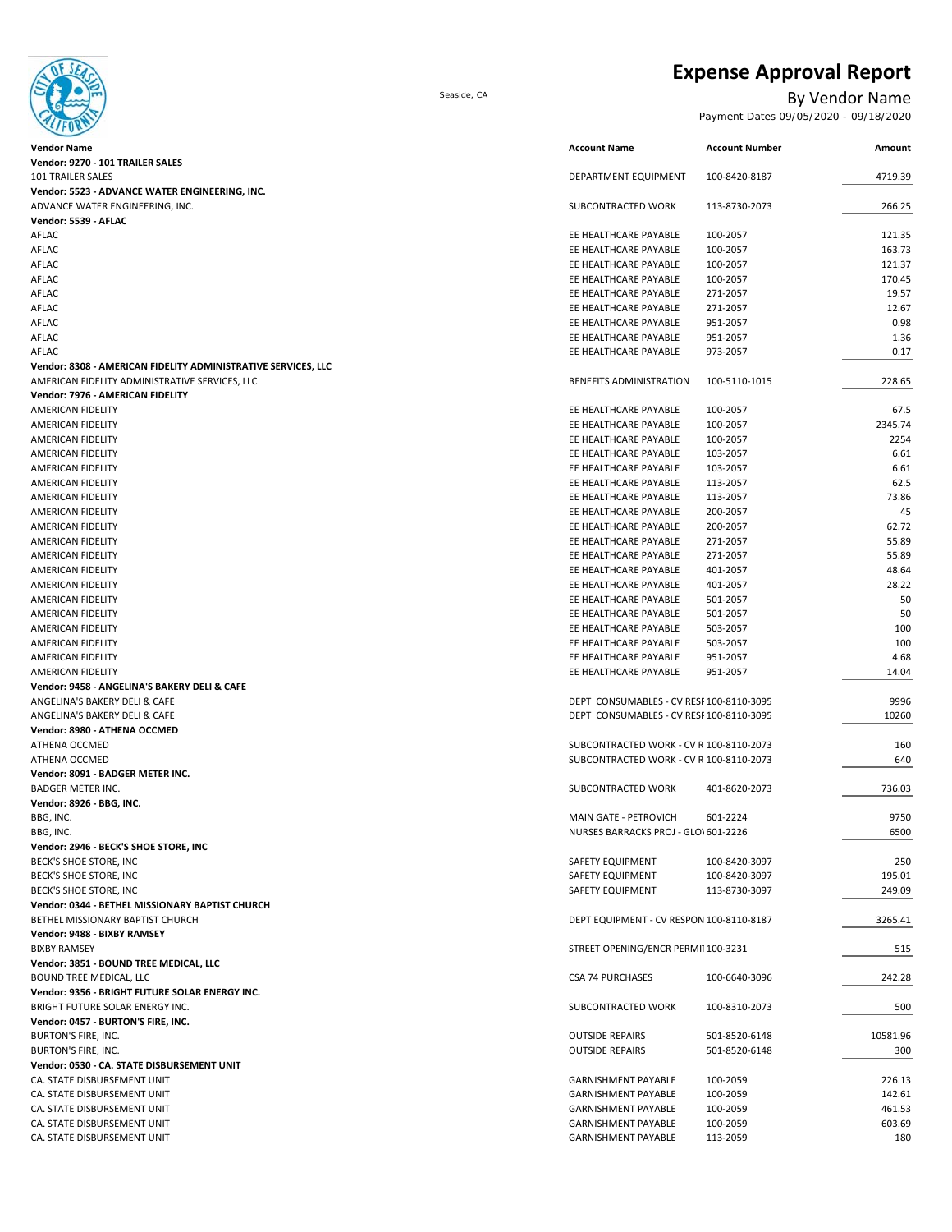# Expense Approval Report

Seaside, CA

## By Vendor Name

Payment Dates 09/05/2020 - 09/18/2020

| Vendor Name | Account Name | Account Number | Amount |
|---|---|---|---|
| **Vendor: 9270 - 101 TRAILER SALES** | | | |
| 101 TRAILER SALES | DEPARTMENT EQUIPMENT | 100-8420-8187 | 4719.39 |
| **Vendor: 5523 - ADVANCE WATER ENGINEERING, INC.** | | | |
| ADVANCE WATER ENGINEERING, INC. | SUBCONTRACTED WORK | 113-8730-2073 | 266.25 |
| **Vendor: 5539 - AFLAC** | | | |
| AFLAC | EE HEALTHCARE PAYABLE | 100-2057 | 121.35 |
| AFLAC | EE HEALTHCARE PAYABLE | 100-2057 | 163.73 |
| AFLAC | EE HEALTHCARE PAYABLE | 100-2057 | 121.37 |
| AFLAC | EE HEALTHCARE PAYABLE | 100-2057 | 170.45 |
| AFLAC | EE HEALTHCARE PAYABLE | 271-2057 | 19.57 |
| AFLAC | EE HEALTHCARE PAYABLE | 271-2057 | 12.67 |
| AFLAC | EE HEALTHCARE PAYABLE | 951-2057 | 0.98 |
| AFLAC | EE HEALTHCARE PAYABLE | 951-2057 | 1.36 |
| AFLAC | EE HEALTHCARE PAYABLE | 973-2057 | 0.17 |
| **Vendor: 8308 - AMERICAN FIDELITY ADMINISTRATIVE SERVICES, LLC** | | | |
| AMERICAN FIDELITY ADMINISTRATIVE SERVICES, LLC | BENEFITS ADMINISTRATION | 100-5110-1015 | 228.65 |
| **Vendor: 7976 - AMERICAN FIDELITY** | | | |
| AMERICAN FIDELITY | EE HEALTHCARE PAYABLE | 100-2057 | 67.5 |
| AMERICAN FIDELITY | EE HEALTHCARE PAYABLE | 100-2057 | 2345.74 |
| AMERICAN FIDELITY | EE HEALTHCARE PAYABLE | 100-2057 | 2254 |
| AMERICAN FIDELITY | EE HEALTHCARE PAYABLE | 103-2057 | 6.61 |
| AMERICAN FIDELITY | EE HEALTHCARE PAYABLE | 103-2057 | 6.61 |
| AMERICAN FIDELITY | EE HEALTHCARE PAYABLE | 113-2057 | 62.5 |
| AMERICAN FIDELITY | EE HEALTHCARE PAYABLE | 113-2057 | 73.86 |
| AMERICAN FIDELITY | EE HEALTHCARE PAYABLE | 200-2057 | 45 |
| AMERICAN FIDELITY | EE HEALTHCARE PAYABLE | 200-2057 | 62.72 |
| AMERICAN FIDELITY | EE HEALTHCARE PAYABLE | 271-2057 | 55.89 |
| AMERICAN FIDELITY | EE HEALTHCARE PAYABLE | 271-2057 | 55.89 |
| AMERICAN FIDELITY | EE HEALTHCARE PAYABLE | 401-2057 | 48.64 |
| AMERICAN FIDELITY | EE HEALTHCARE PAYABLE | 401-2057 | 28.22 |
| AMERICAN FIDELITY | EE HEALTHCARE PAYABLE | 501-2057 | 50 |
| AMERICAN FIDELITY | EE HEALTHCARE PAYABLE | 501-2057 | 50 |
| AMERICAN FIDELITY | EE HEALTHCARE PAYABLE | 503-2057 | 100 |
| AMERICAN FIDELITY | EE HEALTHCARE PAYABLE | 503-2057 | 100 |
| AMERICAN FIDELITY | EE HEALTHCARE PAYABLE | 951-2057 | 4.68 |
| AMERICAN FIDELITY | EE HEALTHCARE PAYABLE | 951-2057 | 14.04 |
| **Vendor: 9458 - ANGELINA'S BAKERY DELI & CAFE** | | | |
| ANGELINA'S BAKERY DELI & CAFE | DEPT CONSUMABLES - CV RESP | 100-8110-3095 | 9996 |
| ANGELINA'S BAKERY DELI & CAFE | DEPT CONSUMABLES - CV RESP | 100-8110-3095 | 10260 |
| **Vendor: 8980 - ATHENA OCCMED** | | | |
| ATHENA OCCMED | SUBCONTRACTED WORK - CV R | 100-8110-2073 | 160 |
| ATHENA OCCMED | SUBCONTRACTED WORK - CV R | 100-8110-2073 | 640 |
| **Vendor: 8091 - BADGER METER INC.** | | | |
| BADGER METER INC. | SUBCONTRACTED WORK | 401-8620-2073 | 736.03 |
| **Vendor: 8926 - BBG, INC.** | | | |
| BBG, INC. | MAIN GATE - PETROVICH | 601-2224 | 9750 |
| BBG, INC. | NURSES BARRACKS PROJ - GLO\ | 601-2226 | 6500 |
| **Vendor: 2946 - BECK'S SHOE STORE, INC** | | | |
| BECK'S SHOE STORE, INC | SAFETY EQUIPMENT | 100-8420-3097 | 250 |
| BECK'S SHOE STORE, INC | SAFETY EQUIPMENT | 100-8420-3097 | 195.01 |
| BECK'S SHOE STORE, INC | SAFETY EQUIPMENT | 113-8730-3097 | 249.09 |
| **Vendor: 0344 - BETHEL MISSIONARY BAPTIST CHURCH** | | | |
| BETHEL MISSIONARY BAPTIST CHURCH | DEPT EQUIPMENT - CV RESPON | 100-8110-8187 | 3265.41 |
| **Vendor: 9488 - BIXBY RAMSEY** | | | |
| BIXBY RAMSEY | STREET OPENING/ENCR PERMIT | 100-3231 | 515 |
| **Vendor: 3851 - BOUND TREE MEDICAL, LLC** | | | |
| BOUND TREE MEDICAL, LLC | CSA 74 PURCHASES | 100-6640-3096 | 242.28 |
| **Vendor: 9356 - BRIGHT FUTURE SOLAR ENERGY INC.** | | | |
| BRIGHT FUTURE SOLAR ENERGY INC. | SUBCONTRACTED WORK | 100-8310-2073 | 500 |
| **Vendor: 0457 - BURTON'S FIRE, INC.** | | | |
| BURTON'S FIRE, INC. | OUTSIDE REPAIRS | 501-8520-6148 | 10581.96 |
| BURTON'S FIRE, INC. | OUTSIDE REPAIRS | 501-8520-6148 | 300 |
| **Vendor: 0530 - CA. STATE DISBURSEMENT UNIT** | | | |
| CA. STATE DISBURSEMENT UNIT | GARNISHMENT PAYABLE | 100-2059 | 226.13 |
| CA. STATE DISBURSEMENT UNIT | GARNISHMENT PAYABLE | 100-2059 | 142.61 |
| CA. STATE DISBURSEMENT UNIT | GARNISHMENT PAYABLE | 100-2059 | 461.53 |
| CA. STATE DISBURSEMENT UNIT | GARNISHMENT PAYABLE | 100-2059 | 603.69 |
| CA. STATE DISBURSEMENT UNIT | GARNISHMENT PAYABLE | 113-2059 | 180 |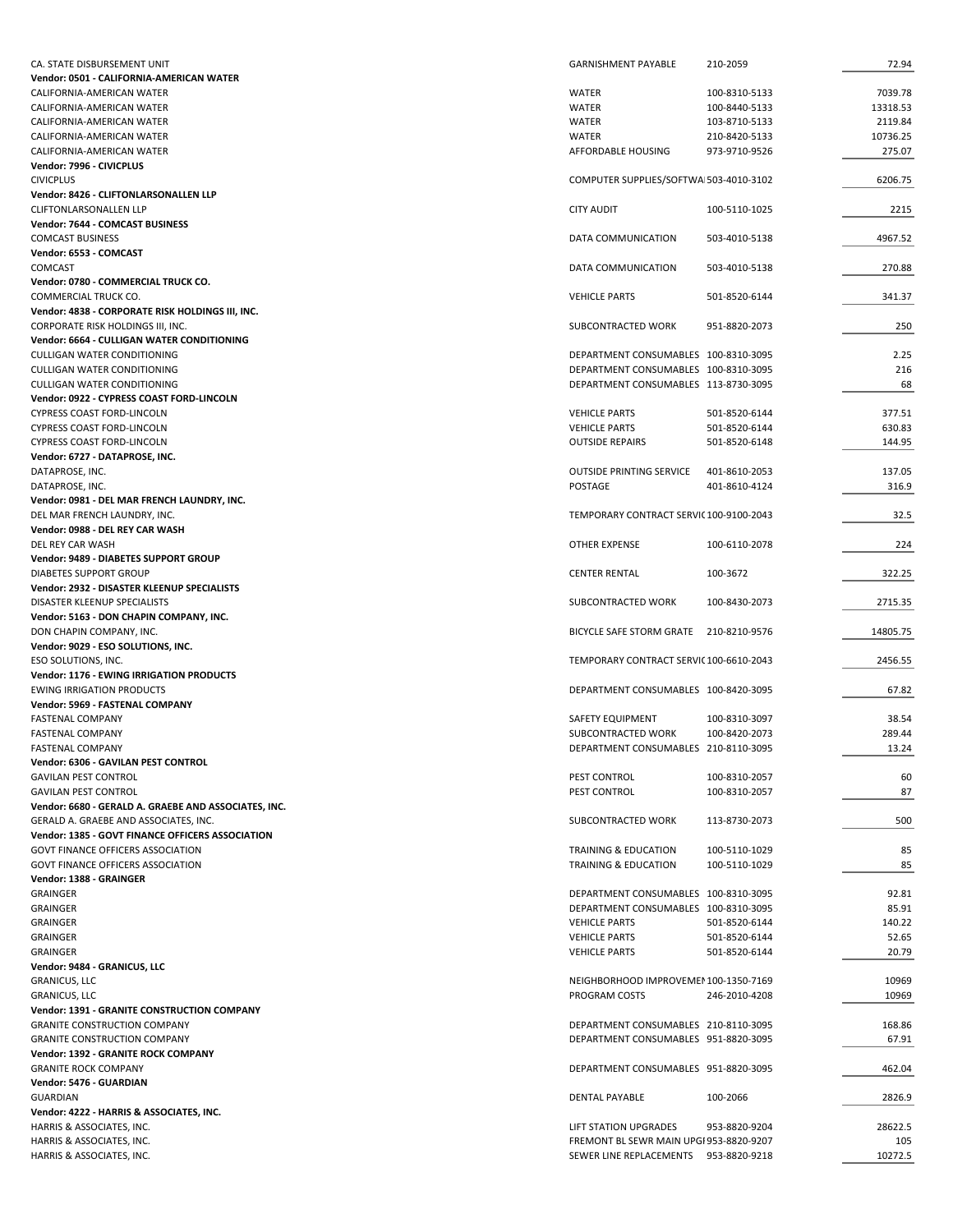| | | | |
|---|---|---|---|
| CA. STATE DISBURSEMENT UNIT | GARNISHMENT PAYABLE | 210-2059 | 72.94 |
| **Vendor: 0501 - CALIFORNIA-AMERICAN WATER** | | | |
| CALIFORNIA-AMERICAN WATER | WATER | 100-8310-5133 | 7039.78 |
| CALIFORNIA-AMERICAN WATER | WATER | 100-8440-5133 | 13318.53 |
| CALIFORNIA-AMERICAN WATER | WATER | 103-8710-5133 | 2119.84 |
| CALIFORNIA-AMERICAN WATER | WATER | 210-8420-5133 | 10736.25 |
| CALIFORNIA-AMERICAN WATER | AFFORDABLE HOUSING | 973-9710-9526 | 275.07 |
| **Vendor: 7996 - CIVICPLUS** | | | |
| CIVICPLUS | COMPUTER SUPPLIES/SOFTWA | 503-4010-3102 | 6206.75 |
| **Vendor: 8426 - CLIFTONLARSONALLEN LLP** | | | |
| CLIFTONLARSONALLEN LLP | CITY AUDIT | 100-5110-1025 | 2215 |
| **Vendor: 7644 - COMCAST BUSINESS** | | | |
| COMCAST BUSINESS | DATA COMMUNICATION | 503-4010-5138 | 4967.52 |
| **Vendor: 6553 - COMCAST** | | | |
| COMCAST | DATA COMMUNICATION | 503-4010-5138 | 270.88 |
| **Vendor: 0780 - COMMERCIAL TRUCK CO.** | | | |
| COMMERCIAL TRUCK CO. | VEHICLE PARTS | 501-8520-6144 | 341.37 |
| **Vendor: 4838 - CORPORATE RISK HOLDINGS III, INC.** | | | |
| CORPORATE RISK HOLDINGS III, INC. | SUBCONTRACTED WORK | 951-8820-2073 | 250 |
| **Vendor: 6664 - CULLIGAN WATER CONDITIONING** | | | |
| CULLIGAN WATER CONDITIONING | DEPARTMENT CONSUMABLES | 100-8310-3095 | 2.25 |
| CULLIGAN WATER CONDITIONING | DEPARTMENT CONSUMABLES | 100-8310-3095 | 216 |
| CULLIGAN WATER CONDITIONING | DEPARTMENT CONSUMABLES | 113-8730-3095 | 68 |
| **Vendor: 0922 - CYPRESS COAST FORD-LINCOLN** | | | |
| CYPRESS COAST FORD-LINCOLN | VEHICLE PARTS | 501-8520-6144 | 377.51 |
| CYPRESS COAST FORD-LINCOLN | VEHICLE PARTS | 501-8520-6144 | 630.83 |
| CYPRESS COAST FORD-LINCOLN | OUTSIDE REPAIRS | 501-8520-6148 | 144.95 |
| **Vendor: 6727 - DATAPROSE, INC.** | | | |
| DATAPROSE, INC. | OUTSIDE PRINTING SERVICE | 401-8610-2053 | 137.05 |
| DATAPROSE, INC. | POSTAGE | 401-8610-4124 | 316.9 |
| **Vendor: 0981 - DEL MAR FRENCH LAUNDRY, INC.** | | | |
| DEL MAR FRENCH LAUNDRY, INC. | TEMPORARY CONTRACT SERVIC | 100-9100-2043 | 32.5 |
| **Vendor: 0988 - DEL REY CAR WASH** | | | |
| DEL REY CAR WASH | OTHER EXPENSE | 100-6110-2078 | 224 |
| **Vendor: 9489 - DIABETES SUPPORT GROUP** | | | |
| DIABETES SUPPORT GROUP | CENTER RENTAL | 100-3672 | 322.25 |
| **Vendor: 2932 - DISASTER KLEENUP SPECIALISTS** | | | |
| DISASTER KLEENUP SPECIALISTS | SUBCONTRACTED WORK | 100-8430-2073 | 2715.35 |
| **Vendor: 5163 - DON CHAPIN COMPANY, INC.** | | | |
| DON CHAPIN COMPANY, INC. | BICYCLE SAFE STORM GRATE | 210-8210-9576 | 14805.75 |
| **Vendor: 9029 - ESO SOLUTIONS, INC.** | | | |
| ESO SOLUTIONS, INC. | TEMPORARY CONTRACT SERVIC | 100-6610-2043 | 2456.55 |
| **Vendor: 1176 - EWING IRRIGATION PRODUCTS** | | | |
| EWING IRRIGATION PRODUCTS | DEPARTMENT CONSUMABLES | 100-8420-3095 | 67.82 |
| **Vendor: 5969 - FASTENAL COMPANY** | | | |
| FASTENAL COMPANY | SAFETY EQUIPMENT | 100-8310-3097 | 38.54 |
| FASTENAL COMPANY | SUBCONTRACTED WORK | 100-8420-2073 | 289.44 |
| FASTENAL COMPANY | DEPARTMENT CONSUMABLES | 210-8110-3095 | 13.24 |
| **Vendor: 6306 - GAVILAN PEST CONTROL** | | | |
| GAVILAN PEST CONTROL | PEST CONTROL | 100-8310-2057 | 60 |
| GAVILAN PEST CONTROL | PEST CONTROL | 100-8310-2057 | 87 |
| **Vendor: 6680 - GERALD A. GRAEBE AND ASSOCIATES, INC.** | | | |
| GERALD A. GRAEBE AND ASSOCIATES, INC. | SUBCONTRACTED WORK | 113-8730-2073 | 500 |
| **Vendor: 1385 - GOVT FINANCE OFFICERS ASSOCIATION** | | | |
| GOVT FINANCE OFFICERS ASSOCIATION | TRAINING & EDUCATION | 100-5110-1029 | 85 |
| GOVT FINANCE OFFICERS ASSOCIATION | TRAINING & EDUCATION | 100-5110-1029 | 85 |
| **Vendor: 1388 - GRAINGER** | | | |
| GRAINGER | DEPARTMENT CONSUMABLES | 100-8310-3095 | 92.81 |
| GRAINGER | DEPARTMENT CONSUMABLES | 100-8310-3095 | 85.91 |
| GRAINGER | VEHICLE PARTS | 501-8520-6144 | 140.22 |
| GRAINGER | VEHICLE PARTS | 501-8520-6144 | 52.65 |
| GRAINGER | VEHICLE PARTS | 501-8520-6144 | 20.79 |
| **Vendor: 9484 - GRANICUS, LLC** | | | |
| GRANICUS, LLC | NEIGHBORHOOD IMPROVEMEN | 100-1350-7169 | 10969 |
| GRANICUS, LLC | PROGRAM COSTS | 246-2010-4208 | 10969 |
| **Vendor: 1391 - GRANITE CONSTRUCTION COMPANY** | | | |
| GRANITE CONSTRUCTION COMPANY | DEPARTMENT CONSUMABLES | 210-8110-3095 | 168.86 |
| GRANITE CONSTRUCTION COMPANY | DEPARTMENT CONSUMABLES | 951-8820-3095 | 67.91 |
| **Vendor: 1392 - GRANITE ROCK COMPANY** | | | |
| GRANITE ROCK COMPANY | DEPARTMENT CONSUMABLES | 951-8820-3095 | 462.04 |
| **Vendor: 5476 - GUARDIAN** | | | |
| GUARDIAN | DENTAL PAYABLE | 100-2066 | 2826.9 |
| **Vendor: 4222 - HARRIS & ASSOCIATES, INC.** | | | |
| HARRIS & ASSOCIATES, INC. | LIFT STATION UPGRADES | 953-8820-9204 | 28622.5 |
| HARRIS & ASSOCIATES, INC. | FREMONT BL SEWR MAIN UPGI | 953-8820-9207 | 105 |
| HARRIS & ASSOCIATES, INC. | SEWER LINE REPLACEMENTS | 953-8820-9218 | 10272.5 |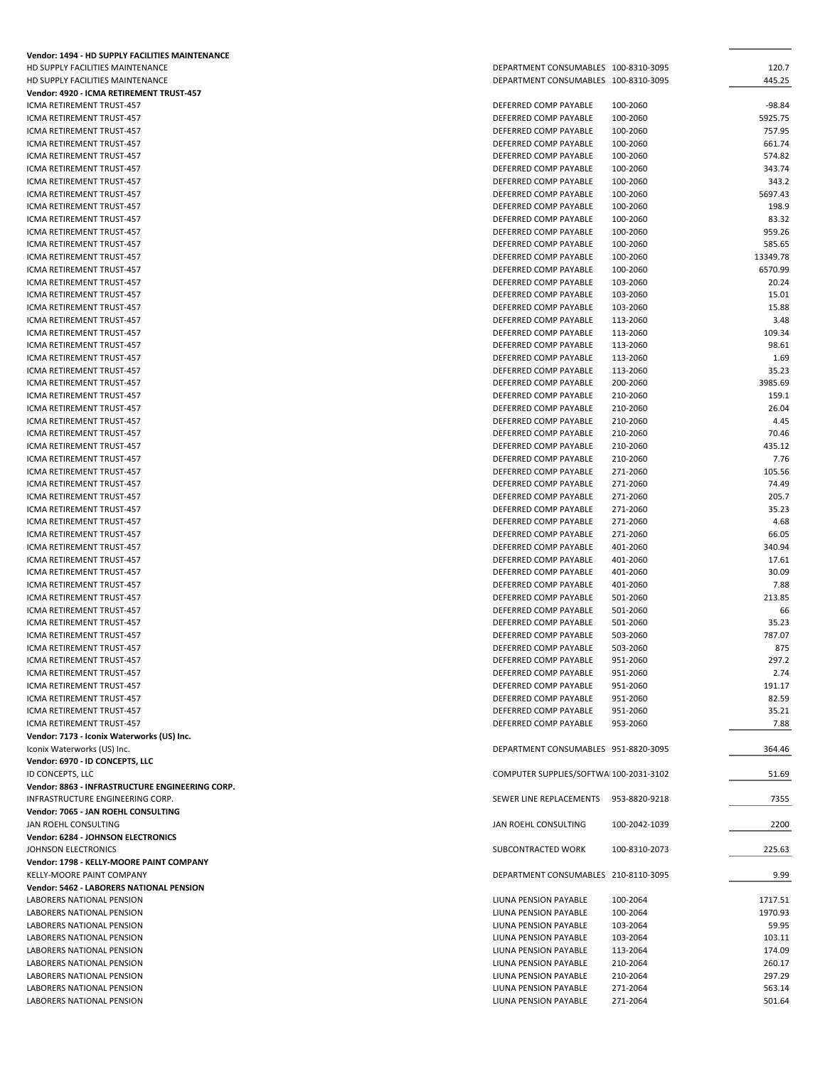| | | | |
|---|---|---|---|
| **Vendor: 1494 - HD SUPPLY FACILITIES MAINTENANCE** | | | |
| HD SUPPLY FACILITIES MAINTENANCE | DEPARTMENT CONSUMABLES | 100-8310-3095 | 120.7 |
| HD SUPPLY FACILITIES MAINTENANCE | DEPARTMENT CONSUMABLES | 100-8310-3095 | 445.25 |
| **Vendor: 4920 - ICMA RETIREMENT TRUST-457** | | | |
| ICMA RETIREMENT TRUST-457 | DEFERRED COMP PAYABLE | 100-2060 | -98.84 |
| ICMA RETIREMENT TRUST-457 | DEFERRED COMP PAYABLE | 100-2060 | 5925.75 |
| ICMA RETIREMENT TRUST-457 | DEFERRED COMP PAYABLE | 100-2060 | 757.95 |
| ICMA RETIREMENT TRUST-457 | DEFERRED COMP PAYABLE | 100-2060 | 661.74 |
| ICMA RETIREMENT TRUST-457 | DEFERRED COMP PAYABLE | 100-2060 | 574.82 |
| ICMA RETIREMENT TRUST-457 | DEFERRED COMP PAYABLE | 100-2060 | 343.74 |
| ICMA RETIREMENT TRUST-457 | DEFERRED COMP PAYABLE | 100-2060 | 343.2 |
| ICMA RETIREMENT TRUST-457 | DEFERRED COMP PAYABLE | 100-2060 | 5697.43 |
| ICMA RETIREMENT TRUST-457 | DEFERRED COMP PAYABLE | 100-2060 | 198.9 |
| ICMA RETIREMENT TRUST-457 | DEFERRED COMP PAYABLE | 100-2060 | 83.32 |
| ICMA RETIREMENT TRUST-457 | DEFERRED COMP PAYABLE | 100-2060 | 959.26 |
| ICMA RETIREMENT TRUST-457 | DEFERRED COMP PAYABLE | 100-2060 | 585.65 |
| ICMA RETIREMENT TRUST-457 | DEFERRED COMP PAYABLE | 100-2060 | 13349.78 |
| ICMA RETIREMENT TRUST-457 | DEFERRED COMP PAYABLE | 100-2060 | 6570.99 |
| ICMA RETIREMENT TRUST-457 | DEFERRED COMP PAYABLE | 103-2060 | 20.24 |
| ICMA RETIREMENT TRUST-457 | DEFERRED COMP PAYABLE | 103-2060 | 15.01 |
| ICMA RETIREMENT TRUST-457 | DEFERRED COMP PAYABLE | 103-2060 | 15.88 |
| ICMA RETIREMENT TRUST-457 | DEFERRED COMP PAYABLE | 113-2060 | 3.48 |
| ICMA RETIREMENT TRUST-457 | DEFERRED COMP PAYABLE | 113-2060 | 109.34 |
| ICMA RETIREMENT TRUST-457 | DEFERRED COMP PAYABLE | 113-2060 | 98.61 |
| ICMA RETIREMENT TRUST-457 | DEFERRED COMP PAYABLE | 113-2060 | 1.69 |
| ICMA RETIREMENT TRUST-457 | DEFERRED COMP PAYABLE | 113-2060 | 35.23 |
| ICMA RETIREMENT TRUST-457 | DEFERRED COMP PAYABLE | 200-2060 | 3985.69 |
| ICMA RETIREMENT TRUST-457 | DEFERRED COMP PAYABLE | 210-2060 | 159.1 |
| ICMA RETIREMENT TRUST-457 | DEFERRED COMP PAYABLE | 210-2060 | 26.04 |
| ICMA RETIREMENT TRUST-457 | DEFERRED COMP PAYABLE | 210-2060 | 4.45 |
| ICMA RETIREMENT TRUST-457 | DEFERRED COMP PAYABLE | 210-2060 | 70.46 |
| ICMA RETIREMENT TRUST-457 | DEFERRED COMP PAYABLE | 210-2060 | 435.12 |
| ICMA RETIREMENT TRUST-457 | DEFERRED COMP PAYABLE | 210-2060 | 7.76 |
| ICMA RETIREMENT TRUST-457 | DEFERRED COMP PAYABLE | 271-2060 | 105.56 |
| ICMA RETIREMENT TRUST-457 | DEFERRED COMP PAYABLE | 271-2060 | 74.49 |
| ICMA RETIREMENT TRUST-457 | DEFERRED COMP PAYABLE | 271-2060 | 205.7 |
| ICMA RETIREMENT TRUST-457 | DEFERRED COMP PAYABLE | 271-2060 | 35.23 |
| ICMA RETIREMENT TRUST-457 | DEFERRED COMP PAYABLE | 271-2060 | 4.68 |
| ICMA RETIREMENT TRUST-457 | DEFERRED COMP PAYABLE | 271-2060 | 66.05 |
| ICMA RETIREMENT TRUST-457 | DEFERRED COMP PAYABLE | 401-2060 | 340.94 |
| ICMA RETIREMENT TRUST-457 | DEFERRED COMP PAYABLE | 401-2060 | 17.61 |
| ICMA RETIREMENT TRUST-457 | DEFERRED COMP PAYABLE | 401-2060 | 30.09 |
| ICMA RETIREMENT TRUST-457 | DEFERRED COMP PAYABLE | 401-2060 | 7.88 |
| ICMA RETIREMENT TRUST-457 | DEFERRED COMP PAYABLE | 501-2060 | 213.85 |
| ICMA RETIREMENT TRUST-457 | DEFERRED COMP PAYABLE | 501-2060 | 66 |
| ICMA RETIREMENT TRUST-457 | DEFERRED COMP PAYABLE | 501-2060 | 35.23 |
| ICMA RETIREMENT TRUST-457 | DEFERRED COMP PAYABLE | 503-2060 | 787.07 |
| ICMA RETIREMENT TRUST-457 | DEFERRED COMP PAYABLE | 503-2060 | 875 |
| ICMA RETIREMENT TRUST-457 | DEFERRED COMP PAYABLE | 951-2060 | 297.2 |
| ICMA RETIREMENT TRUST-457 | DEFERRED COMP PAYABLE | 951-2060 | 2.74 |
| ICMA RETIREMENT TRUST-457 | DEFERRED COMP PAYABLE | 951-2060 | 191.17 |
| ICMA RETIREMENT TRUST-457 | DEFERRED COMP PAYABLE | 951-2060 | 82.59 |
| ICMA RETIREMENT TRUST-457 | DEFERRED COMP PAYABLE | 951-2060 | 35.21 |
| ICMA RETIREMENT TRUST-457 | DEFERRED COMP PAYABLE | 953-2060 | 7.88 |
| **Vendor: 7173 - Iconix Waterworks (US) Inc.** | | | |
| Iconix Waterworks (US) Inc. | DEPARTMENT CONSUMABLES | 951-8820-3095 | 364.46 |
| **Vendor: 6970 - ID CONCEPTS, LLC** | | | |
| ID CONCEPTS, LLC | COMPUTER SUPPLIES/SOFTWA | 100-2031-3102 | 51.69 |
| **Vendor: 8863 - INFRASTRUCTURE ENGINEERING CORP.** | | | |
| INFRASTRUCTURE ENGINEERING CORP. | SEWER LINE REPLACEMENTS | 953-8820-9218 | 7355 |
| **Vendor: 7065 - JAN ROEHL CONSULTING** | | | |
| JAN ROEHL CONSULTING | JAN ROEHL CONSULTING | 100-2042-1039 | 2200 |
| **Vendor: 6284 - JOHNSON ELECTRONICS** | | | |
| JOHNSON ELECTRONICS | SUBCONTRACTED WORK | 100-8310-2073 | 225.63 |
| **Vendor: 1798 - KELLY-MOORE PAINT COMPANY** | | | |
| KELLY-MOORE PAINT COMPANY | DEPARTMENT CONSUMABLES | 210-8110-3095 | 9.99 |
| **Vendor: 5462 - LABORERS NATIONAL PENSION** | | | |
| LABORERS NATIONAL PENSION | LIUNA PENSION PAYABLE | 100-2064 | 1717.51 |
| LABORERS NATIONAL PENSION | LIUNA PENSION PAYABLE | 100-2064 | 1970.93 |
| LABORERS NATIONAL PENSION | LIUNA PENSION PAYABLE | 103-2064 | 59.95 |
| LABORERS NATIONAL PENSION | LIUNA PENSION PAYABLE | 103-2064 | 103.11 |
| LABORERS NATIONAL PENSION | LIUNA PENSION PAYABLE | 113-2064 | 174.09 |
| LABORERS NATIONAL PENSION | LIUNA PENSION PAYABLE | 210-2064 | 260.17 |
| LABORERS NATIONAL PENSION | LIUNA PENSION PAYABLE | 210-2064 | 297.29 |
| LABORERS NATIONAL PENSION | LIUNA PENSION PAYABLE | 271-2064 | 563.14 |
| LABORERS NATIONAL PENSION | LIUNA PENSION PAYABLE | 271-2064 | 501.64 |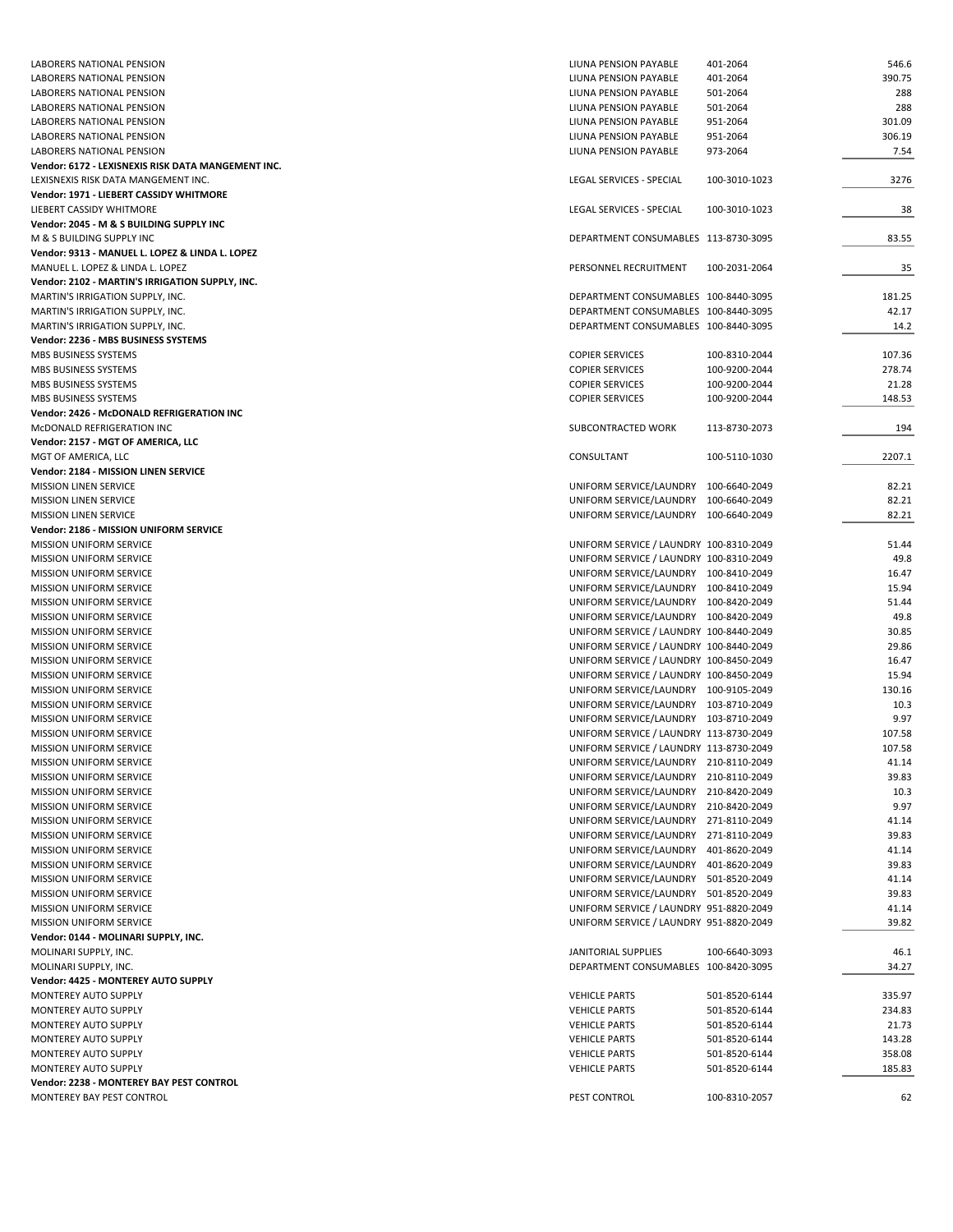| | | | |
|---|---|---|---|
| LABORERS NATIONAL PENSION | LIUNA PENSION PAYABLE | 401-2064 | 546.6 |
| LABORERS NATIONAL PENSION | LIUNA PENSION PAYABLE | 401-2064 | 390.75 |
| LABORERS NATIONAL PENSION | LIUNA PENSION PAYABLE | 501-2064 | 288 |
| LABORERS NATIONAL PENSION | LIUNA PENSION PAYABLE | 501-2064 | 288 |
| LABORERS NATIONAL PENSION | LIUNA PENSION PAYABLE | 951-2064 | 301.09 |
| LABORERS NATIONAL PENSION | LIUNA PENSION PAYABLE | 951-2064 | 306.19 |
| LABORERS NATIONAL PENSION | LIUNA PENSION PAYABLE | 973-2064 | 7.54 |
| **Vendor: 6172 - LEXISNEXIS RISK DATA MANGEMENT INC.** | | | |
| LEXISNEXIS RISK DATA MANGEMENT INC. | LEGAL SERVICES - SPECIAL | 100-3010-1023 | 3276 |
| **Vendor: 1971 - LIEBERT CASSIDY WHITMORE** | | | |
| LIEBERT CASSIDY WHITMORE | LEGAL SERVICES - SPECIAL | 100-3010-1023 | 38 |
| **Vendor: 2045 - M & S BUILDING SUPPLY INC** | | | |
| M & S BUILDING SUPPLY INC | DEPARTMENT CONSUMABLES | 113-8730-3095 | 83.55 |
| **Vendor: 9313 - MANUEL L. LOPEZ & LINDA L. LOPEZ** | | | |
| MANUEL L. LOPEZ & LINDA L. LOPEZ | PERSONNEL RECRUITMENT | 100-2031-2064 | 35 |
| **Vendor: 2102 - MARTIN'S IRRIGATION SUPPLY, INC.** | | | |
| MARTIN'S IRRIGATION SUPPLY, INC. | DEPARTMENT CONSUMABLES | 100-8440-3095 | 181.25 |
| MARTIN'S IRRIGATION SUPPLY, INC. | DEPARTMENT CONSUMABLES | 100-8440-3095 | 42.17 |
| MARTIN'S IRRIGATION SUPPLY, INC. | DEPARTMENT CONSUMABLES | 100-8440-3095 | 14.2 |
| **Vendor: 2236 - MBS BUSINESS SYSTEMS** | | | |
| MBS BUSINESS SYSTEMS | COPIER SERVICES | 100-8310-2044 | 107.36 |
| MBS BUSINESS SYSTEMS | COPIER SERVICES | 100-9200-2044 | 278.74 |
| MBS BUSINESS SYSTEMS | COPIER SERVICES | 100-9200-2044 | 21.28 |
| MBS BUSINESS SYSTEMS | COPIER SERVICES | 100-9200-2044 | 148.53 |
| **Vendor: 2426 - McDONALD REFRIGERATION INC** | | | |
| McDONALD REFRIGERATION INC | SUBCONTRACTED WORK | 113-8730-2073 | 194 |
| **Vendor: 2157 - MGT OF AMERICA, LLC** | | | |
| MGT OF AMERICA, LLC | CONSULTANT | 100-5110-1030 | 2207.1 |
| **Vendor: 2184 - MISSION LINEN SERVICE** | | | |
| MISSION LINEN SERVICE | UNIFORM SERVICE/LAUNDRY | 100-6640-2049 | 82.21 |
| MISSION LINEN SERVICE | UNIFORM SERVICE/LAUNDRY | 100-6640-2049 | 82.21 |
| MISSION LINEN SERVICE | UNIFORM SERVICE/LAUNDRY | 100-6640-2049 | 82.21 |
| **Vendor: 2186 - MISSION UNIFORM SERVICE** | | | |
| MISSION UNIFORM SERVICE | UNIFORM SERVICE / LAUNDRY | 100-8310-2049 | 51.44 |
| MISSION UNIFORM SERVICE | UNIFORM SERVICE / LAUNDRY | 100-8310-2049 | 49.8 |
| MISSION UNIFORM SERVICE | UNIFORM SERVICE/LAUNDRY | 100-8410-2049 | 16.47 |
| MISSION UNIFORM SERVICE | UNIFORM SERVICE/LAUNDRY | 100-8410-2049 | 15.94 |
| MISSION UNIFORM SERVICE | UNIFORM SERVICE/LAUNDRY | 100-8420-2049 | 51.44 |
| MISSION UNIFORM SERVICE | UNIFORM SERVICE/LAUNDRY | 100-8420-2049 | 49.8 |
| MISSION UNIFORM SERVICE | UNIFORM SERVICE / LAUNDRY | 100-8440-2049 | 30.85 |
| MISSION UNIFORM SERVICE | UNIFORM SERVICE / LAUNDRY | 100-8440-2049 | 29.86 |
| MISSION UNIFORM SERVICE | UNIFORM SERVICE / LAUNDRY | 100-8450-2049 | 16.47 |
| MISSION UNIFORM SERVICE | UNIFORM SERVICE / LAUNDRY | 100-8450-2049 | 15.94 |
| MISSION UNIFORM SERVICE | UNIFORM SERVICE/LAUNDRY | 100-9105-2049 | 130.16 |
| MISSION UNIFORM SERVICE | UNIFORM SERVICE/LAUNDRY | 103-8710-2049 | 10.3 |
| MISSION UNIFORM SERVICE | UNIFORM SERVICE/LAUNDRY | 103-8710-2049 | 9.97 |
| MISSION UNIFORM SERVICE | UNIFORM SERVICE / LAUNDRY | 113-8730-2049 | 107.58 |
| MISSION UNIFORM SERVICE | UNIFORM SERVICE / LAUNDRY | 113-8730-2049 | 107.58 |
| MISSION UNIFORM SERVICE | UNIFORM SERVICE/LAUNDRY | 210-8110-2049 | 41.14 |
| MISSION UNIFORM SERVICE | UNIFORM SERVICE/LAUNDRY | 210-8110-2049 | 39.83 |
| MISSION UNIFORM SERVICE | UNIFORM SERVICE/LAUNDRY | 210-8420-2049 | 10.3 |
| MISSION UNIFORM SERVICE | UNIFORM SERVICE/LAUNDRY | 210-8420-2049 | 9.97 |
| MISSION UNIFORM SERVICE | UNIFORM SERVICE/LAUNDRY | 271-8110-2049 | 41.14 |
| MISSION UNIFORM SERVICE | UNIFORM SERVICE/LAUNDRY | 271-8110-2049 | 39.83 |
| MISSION UNIFORM SERVICE | UNIFORM SERVICE/LAUNDRY | 401-8620-2049 | 41.14 |
| MISSION UNIFORM SERVICE | UNIFORM SERVICE/LAUNDRY | 401-8620-2049 | 39.83 |
| MISSION UNIFORM SERVICE | UNIFORM SERVICE/LAUNDRY | 501-8520-2049 | 41.14 |
| MISSION UNIFORM SERVICE | UNIFORM SERVICE/LAUNDRY | 501-8520-2049 | 39.83 |
| MISSION UNIFORM SERVICE | UNIFORM SERVICE / LAUNDRY | 951-8820-2049 | 41.14 |
| MISSION UNIFORM SERVICE | UNIFORM SERVICE / LAUNDRY | 951-8820-2049 | 39.82 |
| **Vendor: 0144 - MOLINARI SUPPLY, INC.** | | | |
| MOLINARI SUPPLY, INC. | JANITORIAL SUPPLIES | 100-6640-3093 | 46.1 |
| MOLINARI SUPPLY, INC. | DEPARTMENT CONSUMABLES | 100-8420-3095 | 34.27 |
| **Vendor: 4425 - MONTEREY AUTO SUPPLY** | | | |
| MONTEREY AUTO SUPPLY | VEHICLE PARTS | 501-8520-6144 | 335.97 |
| MONTEREY AUTO SUPPLY | VEHICLE PARTS | 501-8520-6144 | 234.83 |
| MONTEREY AUTO SUPPLY | VEHICLE PARTS | 501-8520-6144 | 21.73 |
| MONTEREY AUTO SUPPLY | VEHICLE PARTS | 501-8520-6144 | 143.28 |
| MONTEREY AUTO SUPPLY | VEHICLE PARTS | 501-8520-6144 | 358.08 |
| MONTEREY AUTO SUPPLY | VEHICLE PARTS | 501-8520-6144 | 185.83 |
| **Vendor: 2238 - MONTEREY BAY PEST CONTROL** | | | |
| MONTEREY BAY PEST CONTROL | PEST CONTROL | 100-8310-2057 | 62 |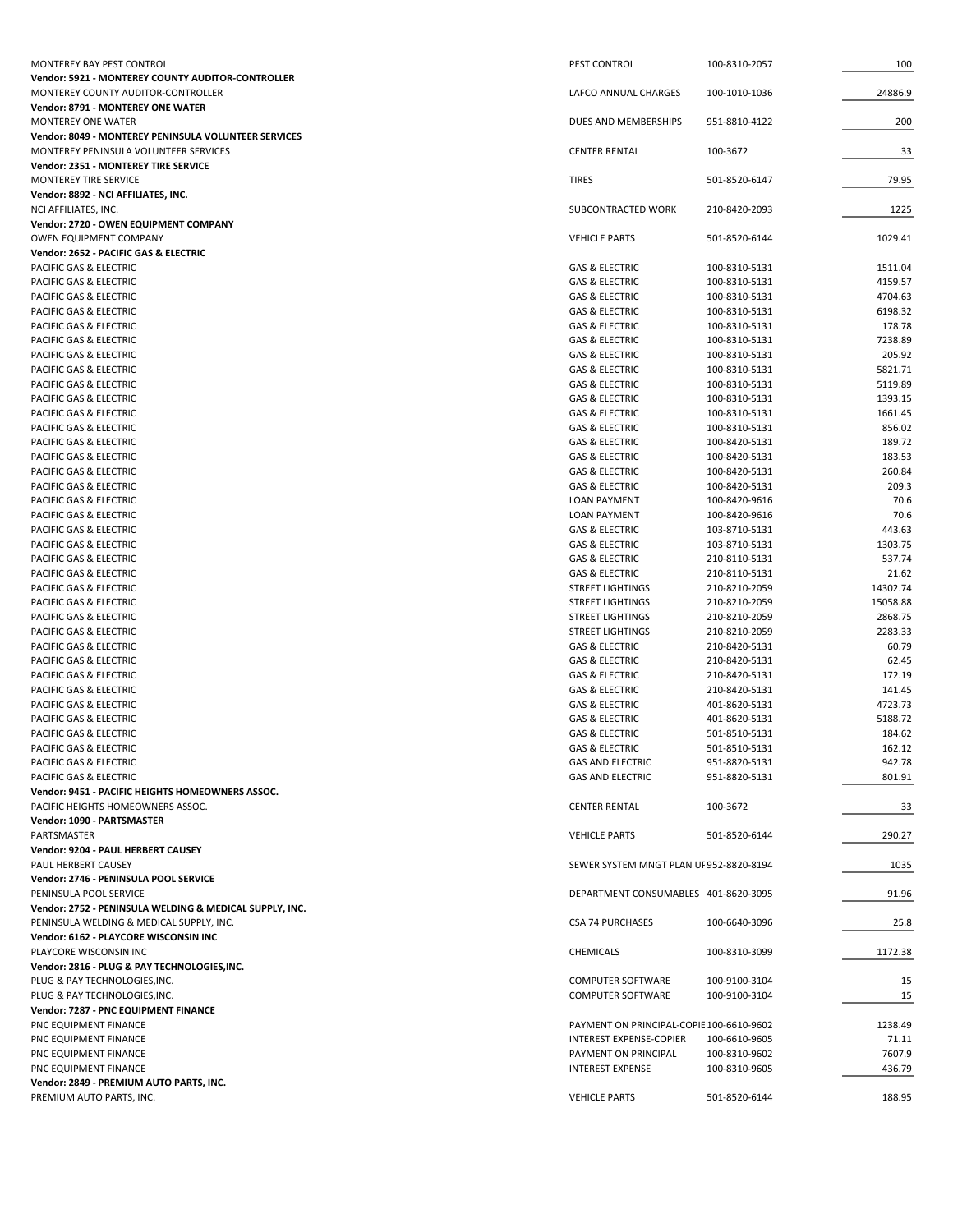| | | | |
|---|---|---|---|
| MONTEREY BAY PEST CONTROL | PEST CONTROL | 100-8310-2057 | 100 |
| **Vendor: 5921 - MONTEREY COUNTY AUDITOR-CONTROLLER** | | | |
| MONTEREY COUNTY AUDITOR-CONTROLLER | LAFCO ANNUAL CHARGES | 100-1010-1036 | 24886.9 |
| **Vendor: 8791 - MONTEREY ONE WATER** | | | |
| MONTEREY ONE WATER | DUES AND MEMBERSHIPS | 951-8810-4122 | 200 |
| **Vendor: 8049 - MONTEREY PENINSULA VOLUNTEER SERVICES** | | | |
| MONTEREY PENINSULA VOLUNTEER SERVICES | CENTER RENTAL | 100-3672 | 33 |
| **Vendor: 2351 - MONTEREY TIRE SERVICE** | | | |
| MONTEREY TIRE SERVICE | TIRES | 501-8520-6147 | 79.95 |
| **Vendor: 8892 - NCI AFFILIATES, INC.** | | | |
| NCI AFFILIATES, INC. | SUBCONTRACTED WORK | 210-8420-2093 | 1225 |
| **Vendor: 2720 - OWEN EQUIPMENT COMPANY** | | | |
| OWEN EQUIPMENT COMPANY | VEHICLE PARTS | 501-8520-6144 | 1029.41 |
| **Vendor: 2652 - PACIFIC GAS & ELECTRIC** | | | |
| PACIFIC GAS & ELECTRIC | GAS & ELECTRIC | 100-8310-5131 | 1511.04 |
| PACIFIC GAS & ELECTRIC | GAS & ELECTRIC | 100-8310-5131 | 4159.57 |
| PACIFIC GAS & ELECTRIC | GAS & ELECTRIC | 100-8310-5131 | 4704.63 |
| PACIFIC GAS & ELECTRIC | GAS & ELECTRIC | 100-8310-5131 | 6198.32 |
| PACIFIC GAS & ELECTRIC | GAS & ELECTRIC | 100-8310-5131 | 178.78 |
| PACIFIC GAS & ELECTRIC | GAS & ELECTRIC | 100-8310-5131 | 7238.89 |
| PACIFIC GAS & ELECTRIC | GAS & ELECTRIC | 100-8310-5131 | 205.92 |
| PACIFIC GAS & ELECTRIC | GAS & ELECTRIC | 100-8310-5131 | 5821.71 |
| PACIFIC GAS & ELECTRIC | GAS & ELECTRIC | 100-8310-5131 | 5119.89 |
| PACIFIC GAS & ELECTRIC | GAS & ELECTRIC | 100-8310-5131 | 1393.15 |
| PACIFIC GAS & ELECTRIC | GAS & ELECTRIC | 100-8310-5131 | 1661.45 |
| PACIFIC GAS & ELECTRIC | GAS & ELECTRIC | 100-8310-5131 | 856.02 |
| PACIFIC GAS & ELECTRIC | GAS & ELECTRIC | 100-8420-5131 | 189.72 |
| PACIFIC GAS & ELECTRIC | GAS & ELECTRIC | 100-8420-5131 | 183.53 |
| PACIFIC GAS & ELECTRIC | GAS & ELECTRIC | 100-8420-5131 | 260.84 |
| PACIFIC GAS & ELECTRIC | GAS & ELECTRIC | 100-8420-5131 | 209.3 |
| PACIFIC GAS & ELECTRIC | LOAN PAYMENT | 100-8420-9616 | 70.6 |
| PACIFIC GAS & ELECTRIC | LOAN PAYMENT | 100-8420-9616 | 70.6 |
| PACIFIC GAS & ELECTRIC | GAS & ELECTRIC | 103-8710-5131 | 443.63 |
| PACIFIC GAS & ELECTRIC | GAS & ELECTRIC | 103-8710-5131 | 1303.75 |
| PACIFIC GAS & ELECTRIC | GAS & ELECTRIC | 210-8110-5131 | 537.74 |
| PACIFIC GAS & ELECTRIC | GAS & ELECTRIC | 210-8110-5131 | 21.62 |
| PACIFIC GAS & ELECTRIC | STREET LIGHTINGS | 210-8210-2059 | 14302.74 |
| PACIFIC GAS & ELECTRIC | STREET LIGHTINGS | 210-8210-2059 | 15058.88 |
| PACIFIC GAS & ELECTRIC | STREET LIGHTINGS | 210-8210-2059 | 2868.75 |
| PACIFIC GAS & ELECTRIC | STREET LIGHTINGS | 210-8210-2059 | 2283.33 |
| PACIFIC GAS & ELECTRIC | GAS & ELECTRIC | 210-8420-5131 | 60.79 |
| PACIFIC GAS & ELECTRIC | GAS & ELECTRIC | 210-8420-5131 | 62.45 |
| PACIFIC GAS & ELECTRIC | GAS & ELECTRIC | 210-8420-5131 | 172.19 |
| PACIFIC GAS & ELECTRIC | GAS & ELECTRIC | 210-8420-5131 | 141.45 |
| PACIFIC GAS & ELECTRIC | GAS & ELECTRIC | 401-8620-5131 | 4723.73 |
| PACIFIC GAS & ELECTRIC | GAS & ELECTRIC | 401-8620-5131 | 5188.72 |
| PACIFIC GAS & ELECTRIC | GAS & ELECTRIC | 501-8510-5131 | 184.62 |
| PACIFIC GAS & ELECTRIC | GAS & ELECTRIC | 501-8510-5131 | 162.12 |
| PACIFIC GAS & ELECTRIC | GAS AND ELECTRIC | 951-8820-5131 | 942.78 |
| PACIFIC GAS & ELECTRIC | GAS AND ELECTRIC | 951-8820-5131 | 801.91 |
| **Vendor: 9451 - PACIFIC HEIGHTS HOMEOWNERS ASSOC.** | | | |
| PACIFIC HEIGHTS HOMEOWNERS ASSOC. | CENTER RENTAL | 100-3672 | 33 |
| **Vendor: 1090 - PARTSMASTER** | | | |
| PARTSMASTER | VEHICLE PARTS | 501-8520-6144 | 290.27 |
| **Vendor: 9204 - PAUL HERBERT CAUSEY** | | | |
| PAUL HERBERT CAUSEY | SEWER SYSTEM MNGT PLAN UF | 952-8820-8194 | 1035 |
| **Vendor: 2746 - PENINSULA POOL SERVICE** | | | |
| PENINSULA POOL SERVICE | DEPARTMENT CONSUMABLES | 401-8620-3095 | 91.96 |
| **Vendor: 2752 - PENINSULA WELDING & MEDICAL SUPPLY, INC.** | | | |
| PENINSULA WELDING & MEDICAL SUPPLY, INC. | CSA 74 PURCHASES | 100-6640-3096 | 25.8 |
| **Vendor: 6162 - PLAYCORE WISCONSIN INC** | | | |
| PLAYCORE WISCONSIN INC | CHEMICALS | 100-8310-3099 | 1172.38 |
| **Vendor: 2816 - PLUG & PAY TECHNOLOGIES,INC.** | | | |
| PLUG & PAY TECHNOLOGIES,INC. | COMPUTER SOFTWARE | 100-9100-3104 | 15 |
| PLUG & PAY TECHNOLOGIES,INC. | COMPUTER SOFTWARE | 100-9100-3104 | 15 |
| **Vendor: 7287 - PNC EQUIPMENT FINANCE** | | | |
| PNC EQUIPMENT FINANCE | PAYMENT ON PRINCIPAL-COPIE | 100-6610-9602 | 1238.49 |
| PNC EQUIPMENT FINANCE | INTEREST EXPENSE-COPIER | 100-6610-9605 | 71.11 |
| PNC EQUIPMENT FINANCE | PAYMENT ON PRINCIPAL | 100-8310-9602 | 7607.9 |
| PNC EQUIPMENT FINANCE | INTEREST EXPENSE | 100-8310-9605 | 436.79 |
| **Vendor: 2849 - PREMIUM AUTO PARTS, INC.** | | | |
| PREMIUM AUTO PARTS, INC. | VEHICLE PARTS | 501-8520-6144 | 188.95 |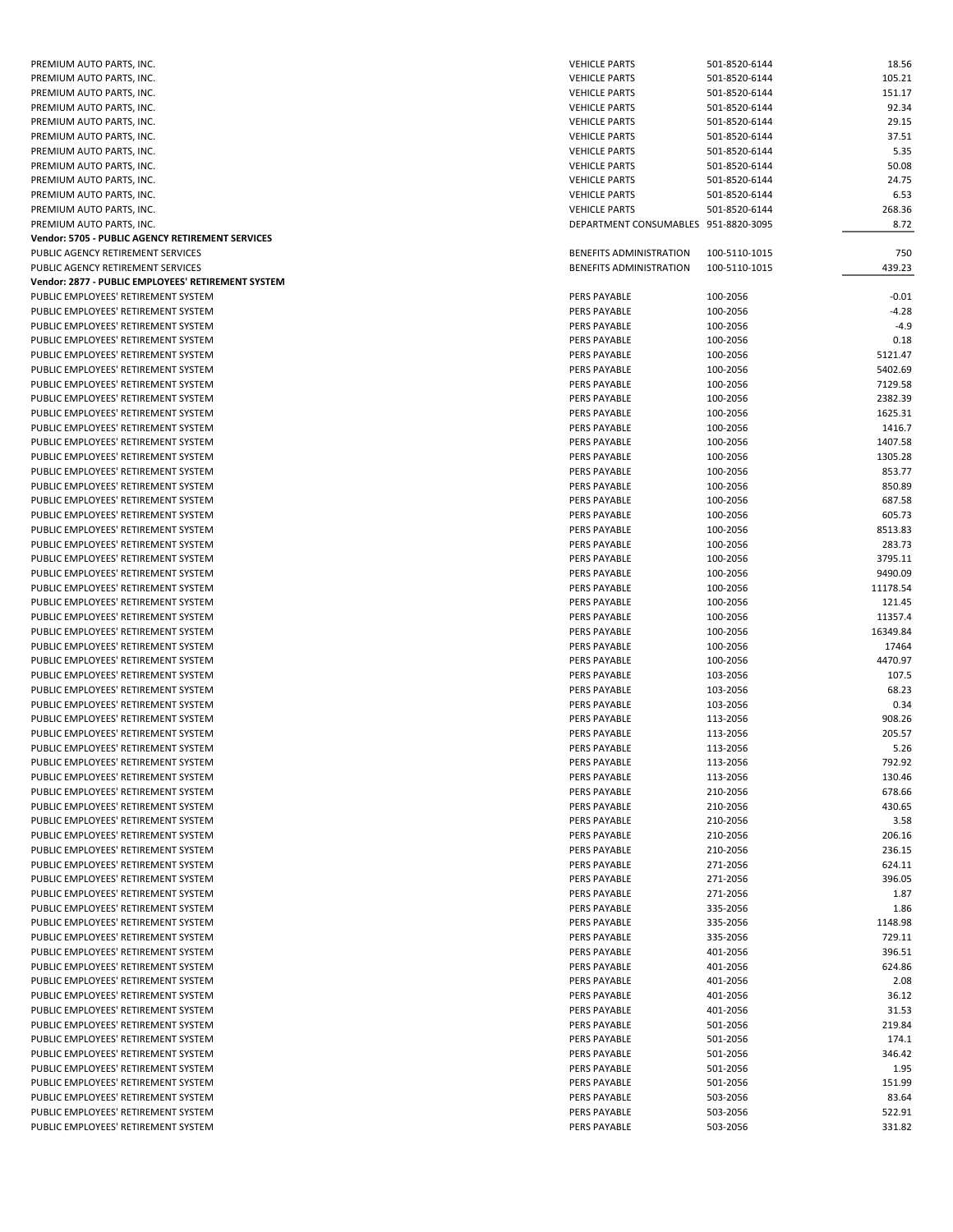| | | | |
|---|---|---|---|
| PREMIUM AUTO PARTS, INC. | VEHICLE PARTS | 501-8520-6144 | 18.56 |
| PREMIUM AUTO PARTS, INC. | VEHICLE PARTS | 501-8520-6144 | 105.21 |
| PREMIUM AUTO PARTS, INC. | VEHICLE PARTS | 501-8520-6144 | 151.17 |
| PREMIUM AUTO PARTS, INC. | VEHICLE PARTS | 501-8520-6144 | 92.34 |
| PREMIUM AUTO PARTS, INC. | VEHICLE PARTS | 501-8520-6144 | 29.15 |
| PREMIUM AUTO PARTS, INC. | VEHICLE PARTS | 501-8520-6144 | 37.51 |
| PREMIUM AUTO PARTS, INC. | VEHICLE PARTS | 501-8520-6144 | 5.35 |
| PREMIUM AUTO PARTS, INC. | VEHICLE PARTS | 501-8520-6144 | 50.08 |
| PREMIUM AUTO PARTS, INC. | VEHICLE PARTS | 501-8520-6144 | 24.75 |
| PREMIUM AUTO PARTS, INC. | VEHICLE PARTS | 501-8520-6144 | 6.53 |
| PREMIUM AUTO PARTS, INC. | VEHICLE PARTS | 501-8520-6144 | 268.36 |
| PREMIUM AUTO PARTS, INC. | DEPARTMENT CONSUMABLES | 951-8820-3095 | 8.72 |
| **Vendor: 5705 - PUBLIC AGENCY RETIREMENT SERVICES** | | | |
| PUBLIC AGENCY RETIREMENT SERVICES | BENEFITS ADMINISTRATION | 100-5110-1015 | 750 |
| PUBLIC AGENCY RETIREMENT SERVICES | BENEFITS ADMINISTRATION | 100-5110-1015 | 439.23 |
| **Vendor: 2877 - PUBLIC EMPLOYEES' RETIREMENT SYSTEM** | | | |
| PUBLIC EMPLOYEES' RETIREMENT SYSTEM | PERS PAYABLE | 100-2056 | -0.01 |
| PUBLIC EMPLOYEES' RETIREMENT SYSTEM | PERS PAYABLE | 100-2056 | -4.28 |
| PUBLIC EMPLOYEES' RETIREMENT SYSTEM | PERS PAYABLE | 100-2056 | -4.9 |
| PUBLIC EMPLOYEES' RETIREMENT SYSTEM | PERS PAYABLE | 100-2056 | 0.18 |
| PUBLIC EMPLOYEES' RETIREMENT SYSTEM | PERS PAYABLE | 100-2056 | 5121.47 |
| PUBLIC EMPLOYEES' RETIREMENT SYSTEM | PERS PAYABLE | 100-2056 | 5402.69 |
| PUBLIC EMPLOYEES' RETIREMENT SYSTEM | PERS PAYABLE | 100-2056 | 7129.58 |
| PUBLIC EMPLOYEES' RETIREMENT SYSTEM | PERS PAYABLE | 100-2056 | 2382.39 |
| PUBLIC EMPLOYEES' RETIREMENT SYSTEM | PERS PAYABLE | 100-2056 | 1625.31 |
| PUBLIC EMPLOYEES' RETIREMENT SYSTEM | PERS PAYABLE | 100-2056 | 1416.7 |
| PUBLIC EMPLOYEES' RETIREMENT SYSTEM | PERS PAYABLE | 100-2056 | 1407.58 |
| PUBLIC EMPLOYEES' RETIREMENT SYSTEM | PERS PAYABLE | 100-2056 | 1305.28 |
| PUBLIC EMPLOYEES' RETIREMENT SYSTEM | PERS PAYABLE | 100-2056 | 853.77 |
| PUBLIC EMPLOYEES' RETIREMENT SYSTEM | PERS PAYABLE | 100-2056 | 850.89 |
| PUBLIC EMPLOYEES' RETIREMENT SYSTEM | PERS PAYABLE | 100-2056 | 687.58 |
| PUBLIC EMPLOYEES' RETIREMENT SYSTEM | PERS PAYABLE | 100-2056 | 605.73 |
| PUBLIC EMPLOYEES' RETIREMENT SYSTEM | PERS PAYABLE | 100-2056 | 8513.83 |
| PUBLIC EMPLOYEES' RETIREMENT SYSTEM | PERS PAYABLE | 100-2056 | 283.73 |
| PUBLIC EMPLOYEES' RETIREMENT SYSTEM | PERS PAYABLE | 100-2056 | 3795.11 |
| PUBLIC EMPLOYEES' RETIREMENT SYSTEM | PERS PAYABLE | 100-2056 | 9490.09 |
| PUBLIC EMPLOYEES' RETIREMENT SYSTEM | PERS PAYABLE | 100-2056 | 11178.54 |
| PUBLIC EMPLOYEES' RETIREMENT SYSTEM | PERS PAYABLE | 100-2056 | 121.45 |
| PUBLIC EMPLOYEES' RETIREMENT SYSTEM | PERS PAYABLE | 100-2056 | 11357.4 |
| PUBLIC EMPLOYEES' RETIREMENT SYSTEM | PERS PAYABLE | 100-2056 | 16349.84 |
| PUBLIC EMPLOYEES' RETIREMENT SYSTEM | PERS PAYABLE | 100-2056 | 17464 |
| PUBLIC EMPLOYEES' RETIREMENT SYSTEM | PERS PAYABLE | 100-2056 | 4470.97 |
| PUBLIC EMPLOYEES' RETIREMENT SYSTEM | PERS PAYABLE | 103-2056 | 107.5 |
| PUBLIC EMPLOYEES' RETIREMENT SYSTEM | PERS PAYABLE | 103-2056 | 68.23 |
| PUBLIC EMPLOYEES' RETIREMENT SYSTEM | PERS PAYABLE | 103-2056 | 0.34 |
| PUBLIC EMPLOYEES' RETIREMENT SYSTEM | PERS PAYABLE | 113-2056 | 908.26 |
| PUBLIC EMPLOYEES' RETIREMENT SYSTEM | PERS PAYABLE | 113-2056 | 205.57 |
| PUBLIC EMPLOYEES' RETIREMENT SYSTEM | PERS PAYABLE | 113-2056 | 5.26 |
| PUBLIC EMPLOYEES' RETIREMENT SYSTEM | PERS PAYABLE | 113-2056 | 792.92 |
| PUBLIC EMPLOYEES' RETIREMENT SYSTEM | PERS PAYABLE | 113-2056 | 130.46 |
| PUBLIC EMPLOYEES' RETIREMENT SYSTEM | PERS PAYABLE | 210-2056 | 678.66 |
| PUBLIC EMPLOYEES' RETIREMENT SYSTEM | PERS PAYABLE | 210-2056 | 430.65 |
| PUBLIC EMPLOYEES' RETIREMENT SYSTEM | PERS PAYABLE | 210-2056 | 3.58 |
| PUBLIC EMPLOYEES' RETIREMENT SYSTEM | PERS PAYABLE | 210-2056 | 206.16 |
| PUBLIC EMPLOYEES' RETIREMENT SYSTEM | PERS PAYABLE | 210-2056 | 236.15 |
| PUBLIC EMPLOYEES' RETIREMENT SYSTEM | PERS PAYABLE | 271-2056 | 624.11 |
| PUBLIC EMPLOYEES' RETIREMENT SYSTEM | PERS PAYABLE | 271-2056 | 396.05 |
| PUBLIC EMPLOYEES' RETIREMENT SYSTEM | PERS PAYABLE | 271-2056 | 1.87 |
| PUBLIC EMPLOYEES' RETIREMENT SYSTEM | PERS PAYABLE | 335-2056 | 1.86 |
| PUBLIC EMPLOYEES' RETIREMENT SYSTEM | PERS PAYABLE | 335-2056 | 1148.98 |
| PUBLIC EMPLOYEES' RETIREMENT SYSTEM | PERS PAYABLE | 335-2056 | 729.11 |
| PUBLIC EMPLOYEES' RETIREMENT SYSTEM | PERS PAYABLE | 401-2056 | 396.51 |
| PUBLIC EMPLOYEES' RETIREMENT SYSTEM | PERS PAYABLE | 401-2056 | 624.86 |
| PUBLIC EMPLOYEES' RETIREMENT SYSTEM | PERS PAYABLE | 401-2056 | 2.08 |
| PUBLIC EMPLOYEES' RETIREMENT SYSTEM | PERS PAYABLE | 401-2056 | 36.12 |
| PUBLIC EMPLOYEES' RETIREMENT SYSTEM | PERS PAYABLE | 401-2056 | 31.53 |
| PUBLIC EMPLOYEES' RETIREMENT SYSTEM | PERS PAYABLE | 501-2056 | 219.84 |
| PUBLIC EMPLOYEES' RETIREMENT SYSTEM | PERS PAYABLE | 501-2056 | 174.1 |
| PUBLIC EMPLOYEES' RETIREMENT SYSTEM | PERS PAYABLE | 501-2056 | 346.42 |
| PUBLIC EMPLOYEES' RETIREMENT SYSTEM | PERS PAYABLE | 501-2056 | 1.95 |
| PUBLIC EMPLOYEES' RETIREMENT SYSTEM | PERS PAYABLE | 501-2056 | 151.99 |
| PUBLIC EMPLOYEES' RETIREMENT SYSTEM | PERS PAYABLE | 503-2056 | 83.64 |
| PUBLIC EMPLOYEES' RETIREMENT SYSTEM | PERS PAYABLE | 503-2056 | 522.91 |
| PUBLIC EMPLOYEES' RETIREMENT SYSTEM | PERS PAYABLE | 503-2056 | 331.82 |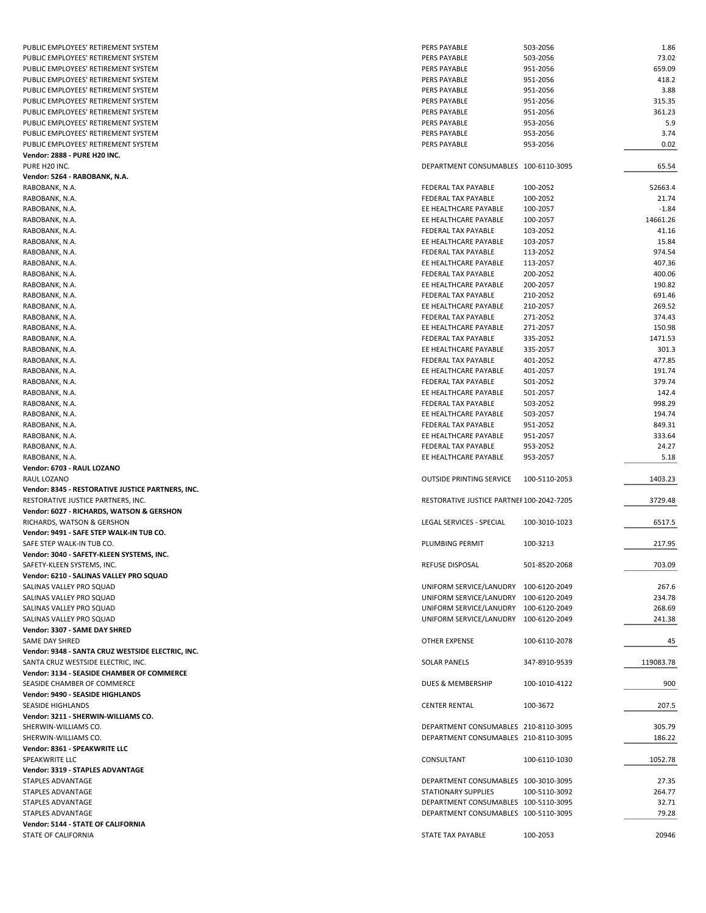| | | | |
|---|---|---|---|
| PUBLIC EMPLOYEES' RETIREMENT SYSTEM | PERS PAYABLE | 503-2056 | 1.86 |
| PUBLIC EMPLOYEES' RETIREMENT SYSTEM | PERS PAYABLE | 503-2056 | 73.02 |
| PUBLIC EMPLOYEES' RETIREMENT SYSTEM | PERS PAYABLE | 951-2056 | 659.09 |
| PUBLIC EMPLOYEES' RETIREMENT SYSTEM | PERS PAYABLE | 951-2056 | 418.2 |
| PUBLIC EMPLOYEES' RETIREMENT SYSTEM | PERS PAYABLE | 951-2056 | 3.88 |
| PUBLIC EMPLOYEES' RETIREMENT SYSTEM | PERS PAYABLE | 951-2056 | 315.35 |
| PUBLIC EMPLOYEES' RETIREMENT SYSTEM | PERS PAYABLE | 951-2056 | 361.23 |
| PUBLIC EMPLOYEES' RETIREMENT SYSTEM | PERS PAYABLE | 953-2056 | 5.9 |
| PUBLIC EMPLOYEES' RETIREMENT SYSTEM | PERS PAYABLE | 953-2056 | 3.74 |
| PUBLIC EMPLOYEES' RETIREMENT SYSTEM | PERS PAYABLE | 953-2056 | 0.02 |
| **Vendor: 2888 - PURE H20 INC.** | | | |
| PURE H20 INC. | DEPARTMENT CONSUMABLES | 100-6110-3095 | 65.54 |
| **Vendor: 5264 - RABOBANK, N.A.** | | | |
| RABOBANK, N.A. | FEDERAL TAX PAYABLE | 100-2052 | 52663.4 |
| RABOBANK, N.A. | FEDERAL TAX PAYABLE | 100-2052 | 21.74 |
| RABOBANK, N.A. | EE HEALTHCARE PAYABLE | 100-2057 | -1.84 |
| RABOBANK, N.A. | EE HEALTHCARE PAYABLE | 100-2057 | 14661.26 |
| RABOBANK, N.A. | FEDERAL TAX PAYABLE | 103-2052 | 41.16 |
| RABOBANK, N.A. | EE HEALTHCARE PAYABLE | 103-2057 | 15.84 |
| RABOBANK, N.A. | FEDERAL TAX PAYABLE | 113-2052 | 974.54 |
| RABOBANK, N.A. | EE HEALTHCARE PAYABLE | 113-2057 | 407.36 |
| RABOBANK, N.A. | FEDERAL TAX PAYABLE | 200-2052 | 400.06 |
| RABOBANK, N.A. | EE HEALTHCARE PAYABLE | 200-2057 | 190.82 |
| RABOBANK, N.A. | FEDERAL TAX PAYABLE | 210-2052 | 691.46 |
| RABOBANK, N.A. | EE HEALTHCARE PAYABLE | 210-2057 | 269.52 |
| RABOBANK, N.A. | FEDERAL TAX PAYABLE | 271-2052 | 374.43 |
| RABOBANK, N.A. | EE HEALTHCARE PAYABLE | 271-2057 | 150.98 |
| RABOBANK, N.A. | FEDERAL TAX PAYABLE | 335-2052 | 1471.53 |
| RABOBANK, N.A. | EE HEALTHCARE PAYABLE | 335-2057 | 301.3 |
| RABOBANK, N.A. | FEDERAL TAX PAYABLE | 401-2052 | 477.85 |
| RABOBANK, N.A. | EE HEALTHCARE PAYABLE | 401-2057 | 191.74 |
| RABOBANK, N.A. | FEDERAL TAX PAYABLE | 501-2052 | 379.74 |
| RABOBANK, N.A. | EE HEALTHCARE PAYABLE | 501-2057 | 142.4 |
| RABOBANK, N.A. | FEDERAL TAX PAYABLE | 503-2052 | 998.29 |
| RABOBANK, N.A. | EE HEALTHCARE PAYABLE | 503-2057 | 194.74 |
| RABOBANK, N.A. | FEDERAL TAX PAYABLE | 951-2052 | 849.31 |
| RABOBANK, N.A. | EE HEALTHCARE PAYABLE | 951-2057 | 333.64 |
| RABOBANK, N.A. | FEDERAL TAX PAYABLE | 953-2052 | 24.27 |
| RABOBANK, N.A. | EE HEALTHCARE PAYABLE | 953-2057 | 5.18 |
| **Vendor: 6703 - RAUL LOZANO** | | | |
| RAUL LOZANO | OUTSIDE PRINTING SERVICE | 100-5110-2053 | 1403.23 |
| **Vendor: 8345 - RESTORATIVE JUSTICE PARTNERS, INC.** | | | |
| RESTORATIVE JUSTICE PARTNERS, INC. | RESTORATIVE JUSTICE PARTNEF | 100-2042-7205 | 3729.48 |
| **Vendor: 6027 - RICHARDS, WATSON & GERSHON** | | | |
| RICHARDS, WATSON & GERSHON | LEGAL SERVICES - SPECIAL | 100-3010-1023 | 6517.5 |
| **Vendor: 9491 - SAFE STEP WALK-IN TUB CO.** | | | |
| SAFE STEP WALK-IN TUB CO. | PLUMBING PERMIT | 100-3213 | 217.95 |
| **Vendor: 3040 - SAFETY-KLEEN SYSTEMS, INC.** | | | |
| SAFETY-KLEEN SYSTEMS, INC. | REFUSE DISPOSAL | 501-8520-2068 | 703.09 |
| **Vendor: 6210 - SALINAS VALLEY PRO SQUAD** | | | |
| SALINAS VALLEY PRO SQUAD | UNIFORM SERVICE/LANUDRY | 100-6120-2049 | 267.6 |
| SALINAS VALLEY PRO SQUAD | UNIFORM SERVICE/LANUDRY | 100-6120-2049 | 234.78 |
| SALINAS VALLEY PRO SQUAD | UNIFORM SERVICE/LANUDRY | 100-6120-2049 | 268.69 |
| SALINAS VALLEY PRO SQUAD | UNIFORM SERVICE/LANUDRY | 100-6120-2049 | 241.38 |
| **Vendor: 3307 - SAME DAY SHRED** | | | |
| SAME DAY SHRED | OTHER EXPENSE | 100-6110-2078 | 45 |
| **Vendor: 9348 - SANTA CRUZ WESTSIDE ELECTRIC, INC.** | | | |
| SANTA CRUZ WESTSIDE ELECTRIC, INC. | SOLAR PANELS | 347-8910-9539 | 119083.78 |
| **Vendor: 3134 - SEASIDE CHAMBER OF COMMERCE** | | | |
| SEASIDE CHAMBER OF COMMERCE | DUES & MEMBERSHIP | 100-1010-4122 | 900 |
| **Vendor: 9490 - SEASIDE HIGHLANDS** | | | |
| SEASIDE HIGHLANDS | CENTER RENTAL | 100-3672 | 207.5 |
| **Vendor: 3211 - SHERWIN-WILLIAMS CO.** | | | |
| SHERWIN-WILLIAMS CO. | DEPARTMENT CONSUMABLES | 210-8110-3095 | 305.79 |
| SHERWIN-WILLIAMS CO. | DEPARTMENT CONSUMABLES | 210-8110-3095 | 186.22 |
| **Vendor: 8361 - SPEAKWRITE LLC** | | | |
| SPEAKWRITE LLC | CONSULTANT | 100-6110-1030 | 1052.78 |
| **Vendor: 3319 - STAPLES ADVANTAGE** | | | |
| STAPLES ADVANTAGE | DEPARTMENT CONSUMABLES | 100-3010-3095 | 27.35 |
| STAPLES ADVANTAGE | STATIONARY SUPPLIES | 100-5110-3092 | 264.77 |
| STAPLES ADVANTAGE | DEPARTMENT CONSUMABLES | 100-5110-3095 | 32.71 |
| STAPLES ADVANTAGE | DEPARTMENT CONSUMABLES | 100-5110-3095 | 79.28 |
| **Vendor: 5144 - STATE OF CALIFORNIA** | | | |
| STATE OF CALIFORNIA | STATE TAX PAYABLE | 100-2053 | 20946 |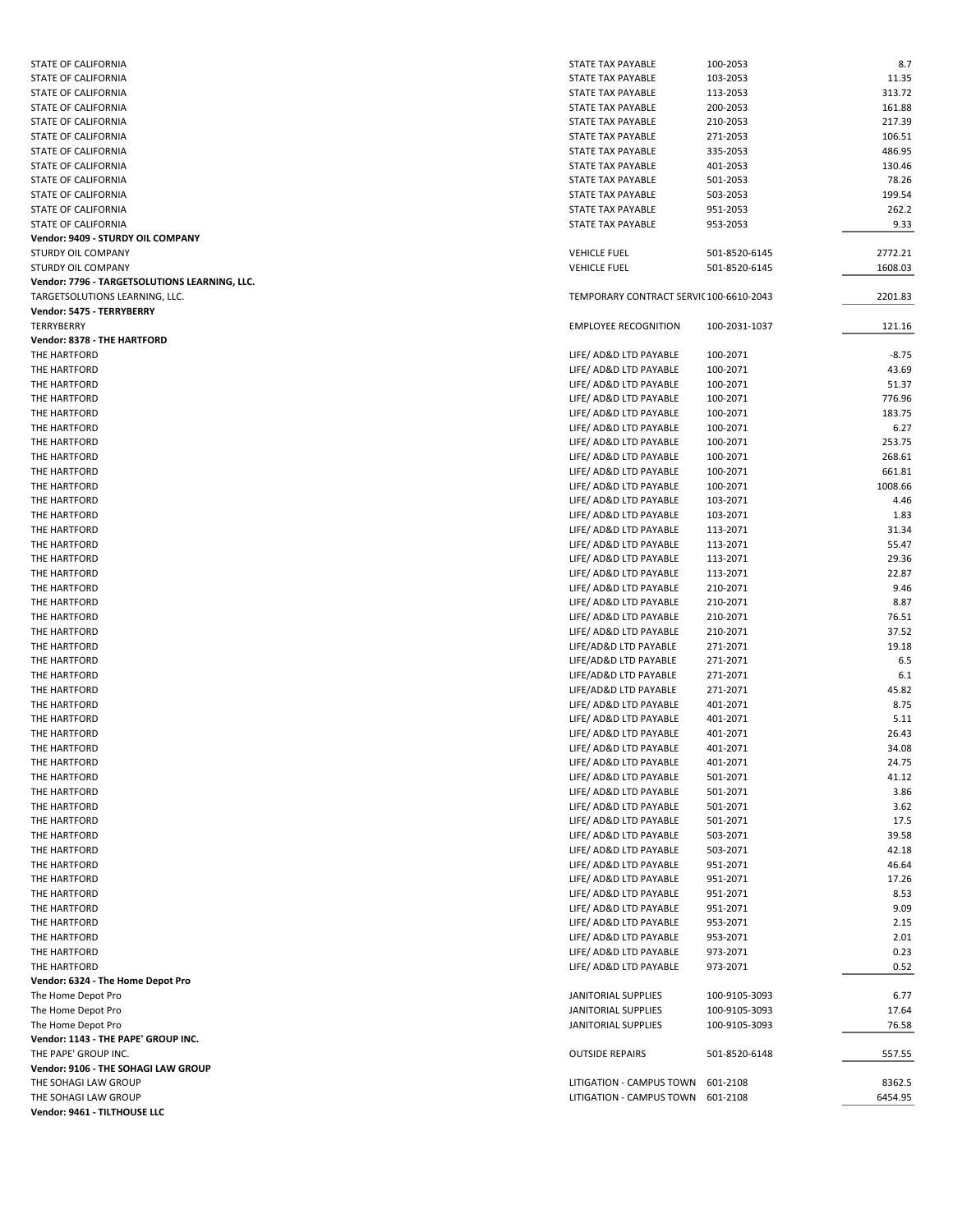| Vendor | Description | Account | Amount |
|---|---|---|---|
| STATE OF CALIFORNIA | STATE TAX PAYABLE | 100-2053 | 8.7 |
| STATE OF CALIFORNIA | STATE TAX PAYABLE | 103-2053 | 11.35 |
| STATE OF CALIFORNIA | STATE TAX PAYABLE | 113-2053 | 313.72 |
| STATE OF CALIFORNIA | STATE TAX PAYABLE | 200-2053 | 161.88 |
| STATE OF CALIFORNIA | STATE TAX PAYABLE | 210-2053 | 217.39 |
| STATE OF CALIFORNIA | STATE TAX PAYABLE | 271-2053 | 106.51 |
| STATE OF CALIFORNIA | STATE TAX PAYABLE | 335-2053 | 486.95 |
| STATE OF CALIFORNIA | STATE TAX PAYABLE | 401-2053 | 130.46 |
| STATE OF CALIFORNIA | STATE TAX PAYABLE | 501-2053 | 78.26 |
| STATE OF CALIFORNIA | STATE TAX PAYABLE | 503-2053 | 199.54 |
| STATE OF CALIFORNIA | STATE TAX PAYABLE | 951-2053 | 262.2 |
| STATE OF CALIFORNIA | STATE TAX PAYABLE | 953-2053 | 9.33 |
| **Vendor: 9409 - STURDY OIL COMPANY** | | | |
| STURDY OIL COMPANY | VEHICLE FUEL | 501-8520-6145 | 2772.21 |
| STURDY OIL COMPANY | VEHICLE FUEL | 501-8520-6145 | 1608.03 |
| **Vendor: 7796 - TARGETSOLUTIONS LEARNING, LLC.** | | | |
| TARGETSOLUTIONS LEARNING, LLC. | TEMPORARY CONTRACT SERVI( | 100-6610-2043 | 2201.83 |
| **Vendor: 5475 - TERRYBERRY** | | | |
| TERRYBERRY | EMPLOYEE RECOGNITION | 100-2031-1037 | 121.16 |
| **Vendor: 8378 - THE HARTFORD** | | | |
| THE HARTFORD | LIFE/ AD&D LTD PAYABLE | 100-2071 | -8.75 |
| THE HARTFORD | LIFE/ AD&D LTD PAYABLE | 100-2071 | 43.69 |
| THE HARTFORD | LIFE/ AD&D LTD PAYABLE | 100-2071 | 51.37 |
| THE HARTFORD | LIFE/ AD&D LTD PAYABLE | 100-2071 | 776.96 |
| THE HARTFORD | LIFE/ AD&D LTD PAYABLE | 100-2071 | 183.75 |
| THE HARTFORD | LIFE/ AD&D LTD PAYABLE | 100-2071 | 6.27 |
| THE HARTFORD | LIFE/ AD&D LTD PAYABLE | 100-2071 | 253.75 |
| THE HARTFORD | LIFE/ AD&D LTD PAYABLE | 100-2071 | 268.61 |
| THE HARTFORD | LIFE/ AD&D LTD PAYABLE | 100-2071 | 661.81 |
| THE HARTFORD | LIFE/ AD&D LTD PAYABLE | 100-2071 | 1008.66 |
| THE HARTFORD | LIFE/ AD&D LTD PAYABLE | 103-2071 | 4.46 |
| THE HARTFORD | LIFE/ AD&D LTD PAYABLE | 103-2071 | 1.83 |
| THE HARTFORD | LIFE/ AD&D LTD PAYABLE | 113-2071 | 31.34 |
| THE HARTFORD | LIFE/ AD&D LTD PAYABLE | 113-2071 | 55.47 |
| THE HARTFORD | LIFE/ AD&D LTD PAYABLE | 113-2071 | 29.36 |
| THE HARTFORD | LIFE/ AD&D LTD PAYABLE | 113-2071 | 22.87 |
| THE HARTFORD | LIFE/ AD&D LTD PAYABLE | 210-2071 | 9.46 |
| THE HARTFORD | LIFE/ AD&D LTD PAYABLE | 210-2071 | 8.87 |
| THE HARTFORD | LIFE/ AD&D LTD PAYABLE | 210-2071 | 76.51 |
| THE HARTFORD | LIFE/ AD&D LTD PAYABLE | 210-2071 | 37.52 |
| THE HARTFORD | LIFE/AD&D LTD PAYABLE | 271-2071 | 19.18 |
| THE HARTFORD | LIFE/AD&D LTD PAYABLE | 271-2071 | 6.5 |
| THE HARTFORD | LIFE/AD&D LTD PAYABLE | 271-2071 | 6.1 |
| THE HARTFORD | LIFE/AD&D LTD PAYABLE | 271-2071 | 45.82 |
| THE HARTFORD | LIFE/ AD&D LTD PAYABLE | 401-2071 | 8.75 |
| THE HARTFORD | LIFE/ AD&D LTD PAYABLE | 401-2071 | 5.11 |
| THE HARTFORD | LIFE/ AD&D LTD PAYABLE | 401-2071 | 26.43 |
| THE HARTFORD | LIFE/ AD&D LTD PAYABLE | 401-2071 | 34.08 |
| THE HARTFORD | LIFE/ AD&D LTD PAYABLE | 401-2071 | 24.75 |
| THE HARTFORD | LIFE/ AD&D LTD PAYABLE | 501-2071 | 41.12 |
| THE HARTFORD | LIFE/ AD&D LTD PAYABLE | 501-2071 | 3.86 |
| THE HARTFORD | LIFE/ AD&D LTD PAYABLE | 501-2071 | 3.62 |
| THE HARTFORD | LIFE/ AD&D LTD PAYABLE | 501-2071 | 17.5 |
| THE HARTFORD | LIFE/ AD&D LTD PAYABLE | 503-2071 | 39.58 |
| THE HARTFORD | LIFE/ AD&D LTD PAYABLE | 503-2071 | 42.18 |
| THE HARTFORD | LIFE/ AD&D LTD PAYABLE | 951-2071 | 46.64 |
| THE HARTFORD | LIFE/ AD&D LTD PAYABLE | 951-2071 | 17.26 |
| THE HARTFORD | LIFE/ AD&D LTD PAYABLE | 951-2071 | 8.53 |
| THE HARTFORD | LIFE/ AD&D LTD PAYABLE | 951-2071 | 9.09 |
| THE HARTFORD | LIFE/ AD&D LTD PAYABLE | 953-2071 | 2.15 |
| THE HARTFORD | LIFE/ AD&D LTD PAYABLE | 953-2071 | 2.01 |
| THE HARTFORD | LIFE/ AD&D LTD PAYABLE | 973-2071 | 0.23 |
| THE HARTFORD | LIFE/ AD&D LTD PAYABLE | 973-2071 | 0.52 |
| **Vendor: 6324 - The Home Depot Pro** | | | |
| The Home Depot Pro | JANITORIAL SUPPLIES | 100-9105-3093 | 6.77 |
| The Home Depot Pro | JANITORIAL SUPPLIES | 100-9105-3093 | 17.64 |
| The Home Depot Pro | JANITORIAL SUPPLIES | 100-9105-3093 | 76.58 |
| **Vendor: 1143 - THE PAPE' GROUP INC.** | | | |
| THE PAPE' GROUP INC. | OUTSIDE REPAIRS | 501-8520-6148 | 557.55 |
| **Vendor: 9106 - THE SOHAGI LAW GROUP** | | | |
| THE SOHAGI LAW GROUP | LITIGATION - CAMPUS TOWN | 601-2108 | 8362.5 |
| THE SOHAGI LAW GROUP | LITIGATION - CAMPUS TOWN | 601-2108 | 6454.95 |
| **Vendor: 9461 - TILTHOUSE LLC** | | | |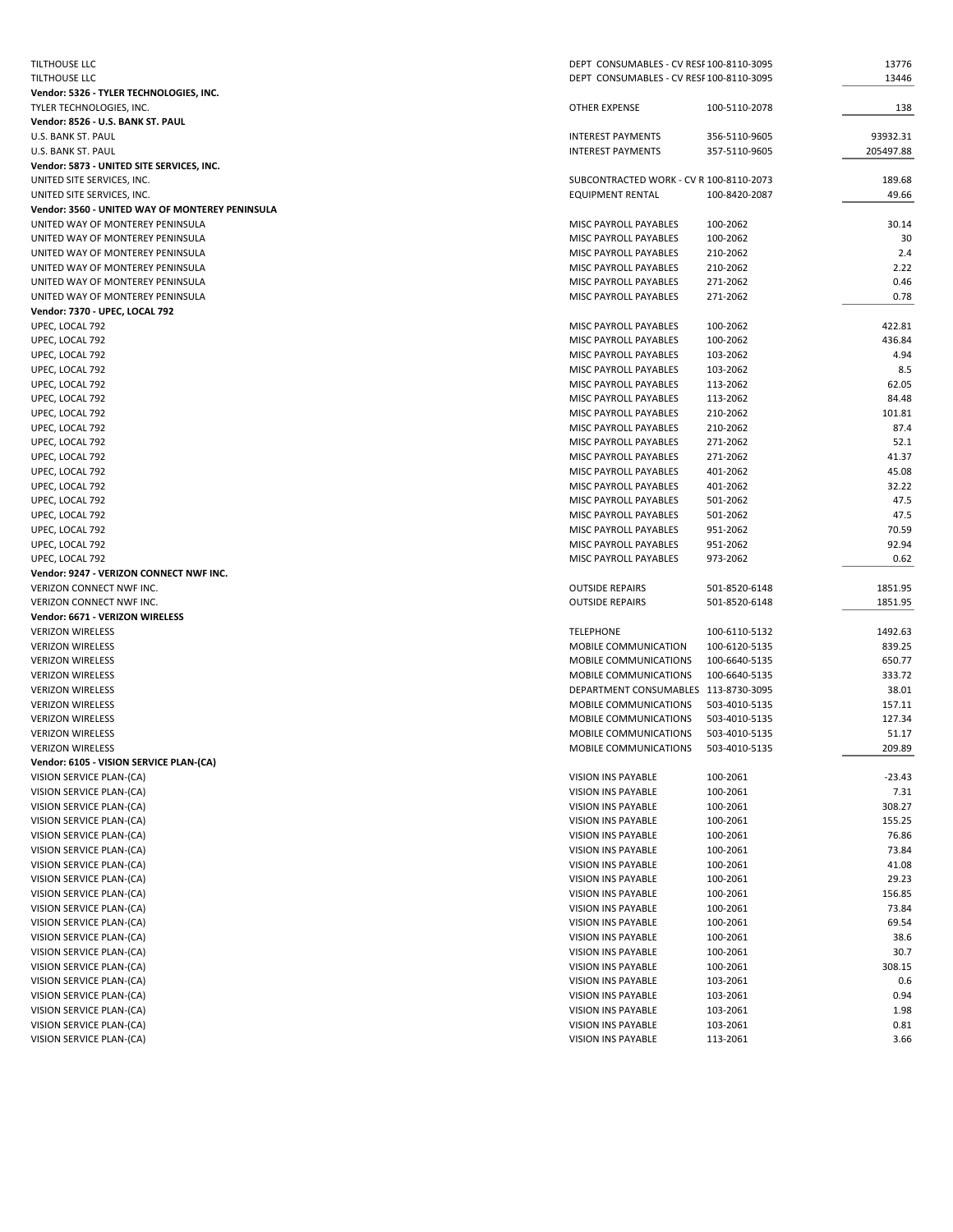| | | | |
|---|---|---|---|
| TILTHOUSE LLC | DEPT CONSUMABLES - CV RESI | 100-8110-3095 | 13776 |
| TILTHOUSE LLC | DEPT CONSUMABLES - CV RESI | 100-8110-3095 | 13446 |
| **Vendor: 5326 - TYLER TECHNOLOGIES, INC.** | | | |
| TYLER TECHNOLOGIES, INC. | OTHER EXPENSE | 100-5110-2078 | 138 |
| **Vendor: 8526 - U.S. BANK ST. PAUL** | | | |
| U.S. BANK ST. PAUL | INTEREST PAYMENTS | 356-5110-9605 | 93932.31 |
| U.S. BANK ST. PAUL | INTEREST PAYMENTS | 357-5110-9605 | 205497.88 |
| **Vendor: 5873 - UNITED SITE SERVICES, INC.** | | | |
| UNITED SITE SERVICES, INC. | SUBCONTRACTED WORK - CV R | 100-8110-2073 | 189.68 |
| UNITED SITE SERVICES, INC. | EQUIPMENT RENTAL | 100-8420-2087 | 49.66 |
| **Vendor: 3560 - UNITED WAY OF MONTEREY PENINSULA** | | | |
| UNITED WAY OF MONTEREY PENINSULA | MISC PAYROLL PAYABLES | 100-2062 | 30.14 |
| UNITED WAY OF MONTEREY PENINSULA | MISC PAYROLL PAYABLES | 100-2062 | 30 |
| UNITED WAY OF MONTEREY PENINSULA | MISC PAYROLL PAYABLES | 210-2062 | 2.4 |
| UNITED WAY OF MONTEREY PENINSULA | MISC PAYROLL PAYABLES | 210-2062 | 2.22 |
| UNITED WAY OF MONTEREY PENINSULA | MISC PAYROLL PAYABLES | 271-2062 | 0.46 |
| UNITED WAY OF MONTEREY PENINSULA | MISC PAYROLL PAYABLES | 271-2062 | 0.78 |
| **Vendor: 7370 - UPEC, LOCAL 792** | | | |
| UPEC, LOCAL 792 | MISC PAYROLL PAYABLES | 100-2062 | 422.81 |
| UPEC, LOCAL 792 | MISC PAYROLL PAYABLES | 100-2062 | 436.84 |
| UPEC, LOCAL 792 | MISC PAYROLL PAYABLES | 103-2062 | 4.94 |
| UPEC, LOCAL 792 | MISC PAYROLL PAYABLES | 103-2062 | 8.5 |
| UPEC, LOCAL 792 | MISC PAYROLL PAYABLES | 113-2062 | 62.05 |
| UPEC, LOCAL 792 | MISC PAYROLL PAYABLES | 113-2062 | 84.48 |
| UPEC, LOCAL 792 | MISC PAYROLL PAYABLES | 210-2062 | 101.81 |
| UPEC, LOCAL 792 | MISC PAYROLL PAYABLES | 210-2062 | 87.4 |
| UPEC, LOCAL 792 | MISC PAYROLL PAYABLES | 271-2062 | 52.1 |
| UPEC, LOCAL 792 | MISC PAYROLL PAYABLES | 271-2062 | 41.37 |
| UPEC, LOCAL 792 | MISC PAYROLL PAYABLES | 401-2062 | 45.08 |
| UPEC, LOCAL 792 | MISC PAYROLL PAYABLES | 401-2062 | 32.22 |
| UPEC, LOCAL 792 | MISC PAYROLL PAYABLES | 501-2062 | 47.5 |
| UPEC, LOCAL 792 | MISC PAYROLL PAYABLES | 501-2062 | 47.5 |
| UPEC, LOCAL 792 | MISC PAYROLL PAYABLES | 951-2062 | 70.59 |
| UPEC, LOCAL 792 | MISC PAYROLL PAYABLES | 951-2062 | 92.94 |
| UPEC, LOCAL 792 | MISC PAYROLL PAYABLES | 973-2062 | 0.62 |
| **Vendor: 9247 - VERIZON CONNECT NWF INC.** | | | |
| VERIZON CONNECT NWF INC. | OUTSIDE REPAIRS | 501-8520-6148 | 1851.95 |
| VERIZON CONNECT NWF INC. | OUTSIDE REPAIRS | 501-8520-6148 | 1851.95 |
| **Vendor: 6671 - VERIZON WIRELESS** | | | |
| VERIZON WIRELESS | TELEPHONE | 100-6110-5132 | 1492.63 |
| VERIZON WIRELESS | MOBILE COMMUNICATION | 100-6120-5135 | 839.25 |
| VERIZON WIRELESS | MOBILE COMMUNICATIONS | 100-6640-5135 | 650.77 |
| VERIZON WIRELESS | MOBILE COMMUNICATIONS | 100-6640-5135 | 333.72 |
| VERIZON WIRELESS | DEPARTMENT CONSUMABLES | 113-8730-3095 | 38.01 |
| VERIZON WIRELESS | MOBILE COMMUNICATIONS | 503-4010-5135 | 157.11 |
| VERIZON WIRELESS | MOBILE COMMUNICATIONS | 503-4010-5135 | 127.34 |
| VERIZON WIRELESS | MOBILE COMMUNICATIONS | 503-4010-5135 | 51.17 |
| VERIZON WIRELESS | MOBILE COMMUNICATIONS | 503-4010-5135 | 209.89 |
| **Vendor: 6105 - VISION SERVICE PLAN-(CA)** | | | |
| VISION SERVICE PLAN-(CA) | VISION INS PAYABLE | 100-2061 | -23.43 |
| VISION SERVICE PLAN-(CA) | VISION INS PAYABLE | 100-2061 | 7.31 |
| VISION SERVICE PLAN-(CA) | VISION INS PAYABLE | 100-2061 | 308.27 |
| VISION SERVICE PLAN-(CA) | VISION INS PAYABLE | 100-2061 | 155.25 |
| VISION SERVICE PLAN-(CA) | VISION INS PAYABLE | 100-2061 | 76.86 |
| VISION SERVICE PLAN-(CA) | VISION INS PAYABLE | 100-2061 | 73.84 |
| VISION SERVICE PLAN-(CA) | VISION INS PAYABLE | 100-2061 | 41.08 |
| VISION SERVICE PLAN-(CA) | VISION INS PAYABLE | 100-2061 | 29.23 |
| VISION SERVICE PLAN-(CA) | VISION INS PAYABLE | 100-2061 | 156.85 |
| VISION SERVICE PLAN-(CA) | VISION INS PAYABLE | 100-2061 | 73.84 |
| VISION SERVICE PLAN-(CA) | VISION INS PAYABLE | 100-2061 | 69.54 |
| VISION SERVICE PLAN-(CA) | VISION INS PAYABLE | 100-2061 | 38.6 |
| VISION SERVICE PLAN-(CA) | VISION INS PAYABLE | 100-2061 | 30.7 |
| VISION SERVICE PLAN-(CA) | VISION INS PAYABLE | 100-2061 | 308.15 |
| VISION SERVICE PLAN-(CA) | VISION INS PAYABLE | 103-2061 | 0.6 |
| VISION SERVICE PLAN-(CA) | VISION INS PAYABLE | 103-2061 | 0.94 |
| VISION SERVICE PLAN-(CA) | VISION INS PAYABLE | 103-2061 | 1.98 |
| VISION SERVICE PLAN-(CA) | VISION INS PAYABLE | 103-2061 | 0.81 |
| VISION SERVICE PLAN-(CA) | VISION INS PAYABLE | 113-2061 | 3.66 |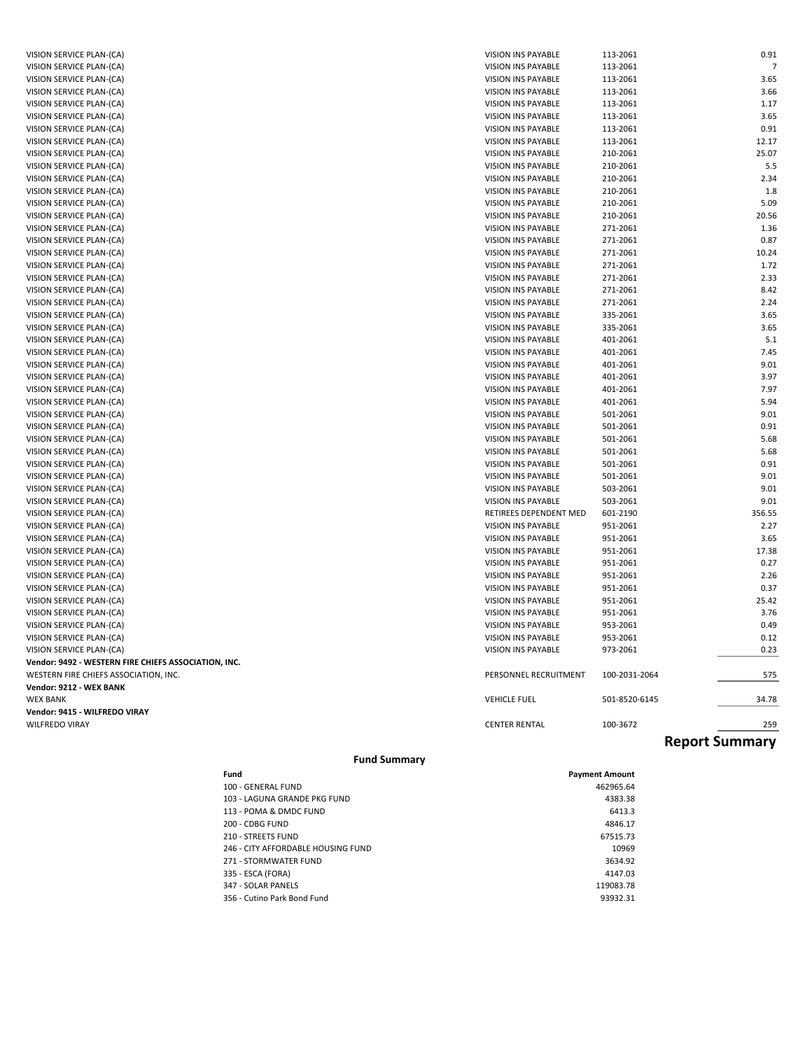| | | | |
|---|---|---|---|
| VISION SERVICE PLAN-(CA) | VISION INS PAYABLE | 113-2061 | 0.91 |
| VISION SERVICE PLAN-(CA) | VISION INS PAYABLE | 113-2061 | 7 |
| VISION SERVICE PLAN-(CA) | VISION INS PAYABLE | 113-2061 | 3.65 |
| VISION SERVICE PLAN-(CA) | VISION INS PAYABLE | 113-2061 | 3.66 |
| VISION SERVICE PLAN-(CA) | VISION INS PAYABLE | 113-2061 | 1.17 |
| VISION SERVICE PLAN-(CA) | VISION INS PAYABLE | 113-2061 | 3.65 |
| VISION SERVICE PLAN-(CA) | VISION INS PAYABLE | 113-2061 | 0.91 |
| VISION SERVICE PLAN-(CA) | VISION INS PAYABLE | 113-2061 | 12.17 |
| VISION SERVICE PLAN-(CA) | VISION INS PAYABLE | 210-2061 | 25.07 |
| VISION SERVICE PLAN-(CA) | VISION INS PAYABLE | 210-2061 | 5.5 |
| VISION SERVICE PLAN-(CA) | VISION INS PAYABLE | 210-2061 | 2.34 |
| VISION SERVICE PLAN-(CA) | VISION INS PAYABLE | 210-2061 | 1.8 |
| VISION SERVICE PLAN-(CA) | VISION INS PAYABLE | 210-2061 | 5.09 |
| VISION SERVICE PLAN-(CA) | VISION INS PAYABLE | 210-2061 | 20.56 |
| VISION SERVICE PLAN-(CA) | VISION INS PAYABLE | 271-2061 | 1.36 |
| VISION SERVICE PLAN-(CA) | VISION INS PAYABLE | 271-2061 | 0.87 |
| VISION SERVICE PLAN-(CA) | VISION INS PAYABLE | 271-2061 | 10.24 |
| VISION SERVICE PLAN-(CA) | VISION INS PAYABLE | 271-2061 | 1.72 |
| VISION SERVICE PLAN-(CA) | VISION INS PAYABLE | 271-2061 | 2.33 |
| VISION SERVICE PLAN-(CA) | VISION INS PAYABLE | 271-2061 | 8.42 |
| VISION SERVICE PLAN-(CA) | VISION INS PAYABLE | 271-2061 | 2.24 |
| VISION SERVICE PLAN-(CA) | VISION INS PAYABLE | 335-2061 | 3.65 |
| VISION SERVICE PLAN-(CA) | VISION INS PAYABLE | 335-2061 | 3.65 |
| VISION SERVICE PLAN-(CA) | VISION INS PAYABLE | 401-2061 | 5.1 |
| VISION SERVICE PLAN-(CA) | VISION INS PAYABLE | 401-2061 | 7.45 |
| VISION SERVICE PLAN-(CA) | VISION INS PAYABLE | 401-2061 | 9.01 |
| VISION SERVICE PLAN-(CA) | VISION INS PAYABLE | 401-2061 | 3.97 |
| VISION SERVICE PLAN-(CA) | VISION INS PAYABLE | 401-2061 | 7.97 |
| VISION SERVICE PLAN-(CA) | VISION INS PAYABLE | 401-2061 | 5.94 |
| VISION SERVICE PLAN-(CA) | VISION INS PAYABLE | 501-2061 | 9.01 |
| VISION SERVICE PLAN-(CA) | VISION INS PAYABLE | 501-2061 | 0.91 |
| VISION SERVICE PLAN-(CA) | VISION INS PAYABLE | 501-2061 | 5.68 |
| VISION SERVICE PLAN-(CA) | VISION INS PAYABLE | 501-2061 | 5.68 |
| VISION SERVICE PLAN-(CA) | VISION INS PAYABLE | 501-2061 | 0.91 |
| VISION SERVICE PLAN-(CA) | VISION INS PAYABLE | 501-2061 | 9.01 |
| VISION SERVICE PLAN-(CA) | VISION INS PAYABLE | 503-2061 | 9.01 |
| VISION SERVICE PLAN-(CA) | VISION INS PAYABLE | 503-2061 | 9.01 |
| VISION SERVICE PLAN-(CA) | RETIREES DEPENDENT MED | 601-2190 | 356.55 |
| VISION SERVICE PLAN-(CA) | VISION INS PAYABLE | 951-2061 | 2.27 |
| VISION SERVICE PLAN-(CA) | VISION INS PAYABLE | 951-2061 | 3.65 |
| VISION SERVICE PLAN-(CA) | VISION INS PAYABLE | 951-2061 | 17.38 |
| VISION SERVICE PLAN-(CA) | VISION INS PAYABLE | 951-2061 | 0.27 |
| VISION SERVICE PLAN-(CA) | VISION INS PAYABLE | 951-2061 | 2.26 |
| VISION SERVICE PLAN-(CA) | VISION INS PAYABLE | 951-2061 | 0.37 |
| VISION SERVICE PLAN-(CA) | VISION INS PAYABLE | 951-2061 | 25.42 |
| VISION SERVICE PLAN-(CA) | VISION INS PAYABLE | 951-2061 | 3.76 |
| VISION SERVICE PLAN-(CA) | VISION INS PAYABLE | 953-2061 | 0.49 |
| VISION SERVICE PLAN-(CA) | VISION INS PAYABLE | 953-2061 | 0.12 |
| VISION SERVICE PLAN-(CA) | VISION INS PAYABLE | 973-2061 | 0.23 |
| **Vendor: 9492 - WESTERN FIRE CHIEFS ASSOCIATION, INC.** | | | |
| WESTERN FIRE CHIEFS ASSOCIATION, INC. | PERSONNEL RECRUITMENT | 100-2031-2064 | 575 |
| **Vendor: 9212 - WEX BANK** | | | |
| WEX BANK | VEHICLE FUEL | 501-8520-6145 | 34.78 |
| **Vendor: 9415 - WILFREDO VIRAY** | | | |
| WILFREDO VIRAY | CENTER RENTAL | 100-3672 | 259 |

## Report Summary

### Fund Summary

| Fund | Payment Amount |
|---|---|
| 100 - GENERAL FUND | 462965.64 |
| 103 - LAGUNA GRANDE PKG FUND | 4383.38 |
| 113 - POMA & DMDC FUND | 6413.3 |
| 200 - CDBG FUND | 4846.17 |
| 210 - STREETS FUND | 67515.73 |
| 246 - CITY AFFORDABLE HOUSING FUND | 10969 |
| 271 - STORMWATER FUND | 3634.92 |
| 335 - ESCA (FORA) | 4147.03 |
| 347 - SOLAR PANELS | 119083.78 |
| 356 - Cutino Park Bond Fund | 93932.31 |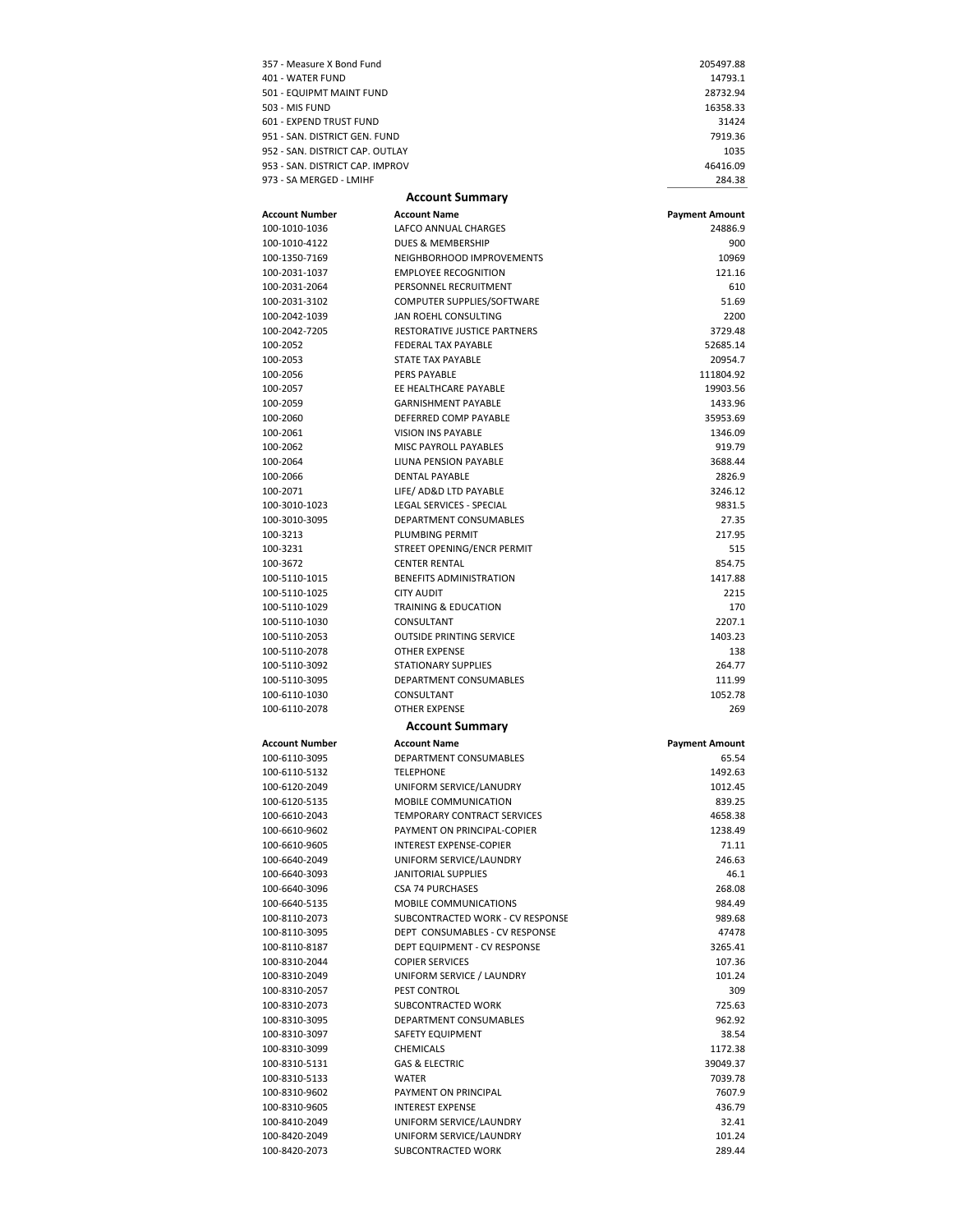| | |
|---|---|
| 357 - Measure X Bond Fund | 205497.88 |
| 401 - WATER FUND | 14793.1 |
| 501 - EQUIPMT MAINT FUND | 28732.94 |
| 503 - MIS FUND | 16358.33 |
| 601 - EXPEND TRUST FUND | 31424 |
| 951 - SAN. DISTRICT GEN. FUND | 7919.36 |
| 952 - SAN. DISTRICT CAP. OUTLAY | 1035 |
| 953 - SAN. DISTRICT CAP. IMPROV | 46416.09 |
| 973 - SA MERGED - LMIHF | 284.38 |

## Account Summary

| Account Number | Account Name | Payment Amount |
|---|---|---|
| 100-1010-1036 | LAFCO ANNUAL CHARGES | 24886.9 |
| 100-1010-4122 | DUES & MEMBERSHIP | 900 |
| 100-1350-7169 | NEIGHBORHOOD IMPROVEMENTS | 10969 |
| 100-2031-1037 | EMPLOYEE RECOGNITION | 121.16 |
| 100-2031-2064 | PERSONNEL RECRUITMENT | 610 |
| 100-2031-3102 | COMPUTER SUPPLIES/SOFTWARE | 51.69 |
| 100-2042-1039 | JAN ROEHL CONSULTING | 2200 |
| 100-2042-7205 | RESTORATIVE JUSTICE PARTNERS | 3729.48 |
| 100-2052 | FEDERAL TAX PAYABLE | 52685.14 |
| 100-2053 | STATE TAX PAYABLE | 20954.7 |
| 100-2056 | PERS PAYABLE | 111804.92 |
| 100-2057 | EE HEALTHCARE PAYABLE | 19903.56 |
| 100-2059 | GARNISHMENT PAYABLE | 1433.96 |
| 100-2060 | DEFERRED COMP PAYABLE | 35953.69 |
| 100-2061 | VISION INS PAYABLE | 1346.09 |
| 100-2062 | MISC PAYROLL PAYABLES | 919.79 |
| 100-2064 | LIUNA PENSION PAYABLE | 3688.44 |
| 100-2066 | DENTAL PAYABLE | 2826.9 |
| 100-2071 | LIFE/ AD&D LTD PAYABLE | 3246.12 |
| 100-3010-1023 | LEGAL SERVICES - SPECIAL | 9831.5 |
| 100-3010-3095 | DEPARTMENT CONSUMABLES | 27.35 |
| 100-3213 | PLUMBING PERMIT | 217.95 |
| 100-3231 | STREET OPENING/ENCR PERMIT | 515 |
| 100-3672 | CENTER RENTAL | 854.75 |
| 100-5110-1015 | BENEFITS ADMINISTRATION | 1417.88 |
| 100-5110-1025 | CITY AUDIT | 2215 |
| 100-5110-1029 | TRAINING & EDUCATION | 170 |
| 100-5110-1030 | CONSULTANT | 2207.1 |
| 100-5110-2053 | OUTSIDE PRINTING SERVICE | 1403.23 |
| 100-5110-2078 | OTHER EXPENSE | 138 |
| 100-5110-3092 | STATIONARY SUPPLIES | 264.77 |
| 100-5110-3095 | DEPARTMENT CONSUMABLES | 111.99 |
| 100-6110-1030 | CONSULTANT | 1052.78 |
| 100-6110-2078 | OTHER EXPENSE | 269 |

## Account Summary

| Account Number | Account Name | Payment Amount |
|---|---|---|
| 100-6110-3095 | DEPARTMENT CONSUMABLES | 65.54 |
| 100-6110-5132 | TELEPHONE | 1492.63 |
| 100-6120-2049 | UNIFORM SERVICE/LANUDRY | 1012.45 |
| 100-6120-5135 | MOBILE COMMUNICATION | 839.25 |
| 100-6610-2043 | TEMPORARY CONTRACT SERVICES | 4658.38 |
| 100-6610-9602 | PAYMENT ON PRINCIPAL-COPIER | 1238.49 |
| 100-6610-9605 | INTEREST EXPENSE-COPIER | 71.11 |
| 100-6640-2049 | UNIFORM SERVICE/LAUNDRY | 246.63 |
| 100-6640-3093 | JANITORIAL SUPPLIES | 46.1 |
| 100-6640-3096 | CSA 74 PURCHASES | 268.08 |
| 100-6640-5135 | MOBILE COMMUNICATIONS | 984.49 |
| 100-8110-2073 | SUBCONTRACTED WORK - CV RESPONSE | 989.68 |
| 100-8110-3095 | DEPT CONSUMABLES - CV RESPONSE | 47478 |
| 100-8110-8187 | DEPT EQUIPMENT - CV RESPONSE | 3265.41 |
| 100-8310-2044 | COPIER SERVICES | 107.36 |
| 100-8310-2049 | UNIFORM SERVICE / LAUNDRY | 101.24 |
| 100-8310-2057 | PEST CONTROL | 309 |
| 100-8310-2073 | SUBCONTRACTED WORK | 725.63 |
| 100-8310-3095 | DEPARTMENT CONSUMABLES | 962.92 |
| 100-8310-3097 | SAFETY EQUIPMENT | 38.54 |
| 100-8310-3099 | CHEMICALS | 1172.38 |
| 100-8310-5131 | GAS & ELECTRIC | 39049.37 |
| 100-8310-5133 | WATER | 7039.78 |
| 100-8310-9602 | PAYMENT ON PRINCIPAL | 7607.9 |
| 100-8310-9605 | INTEREST EXPENSE | 436.79 |
| 100-8410-2049 | UNIFORM SERVICE/LAUNDRY | 32.41 |
| 100-8420-2049 | UNIFORM SERVICE/LAUNDRY | 101.24 |
| 100-8420-2073 | SUBCONTRACTED WORK | 289.44 |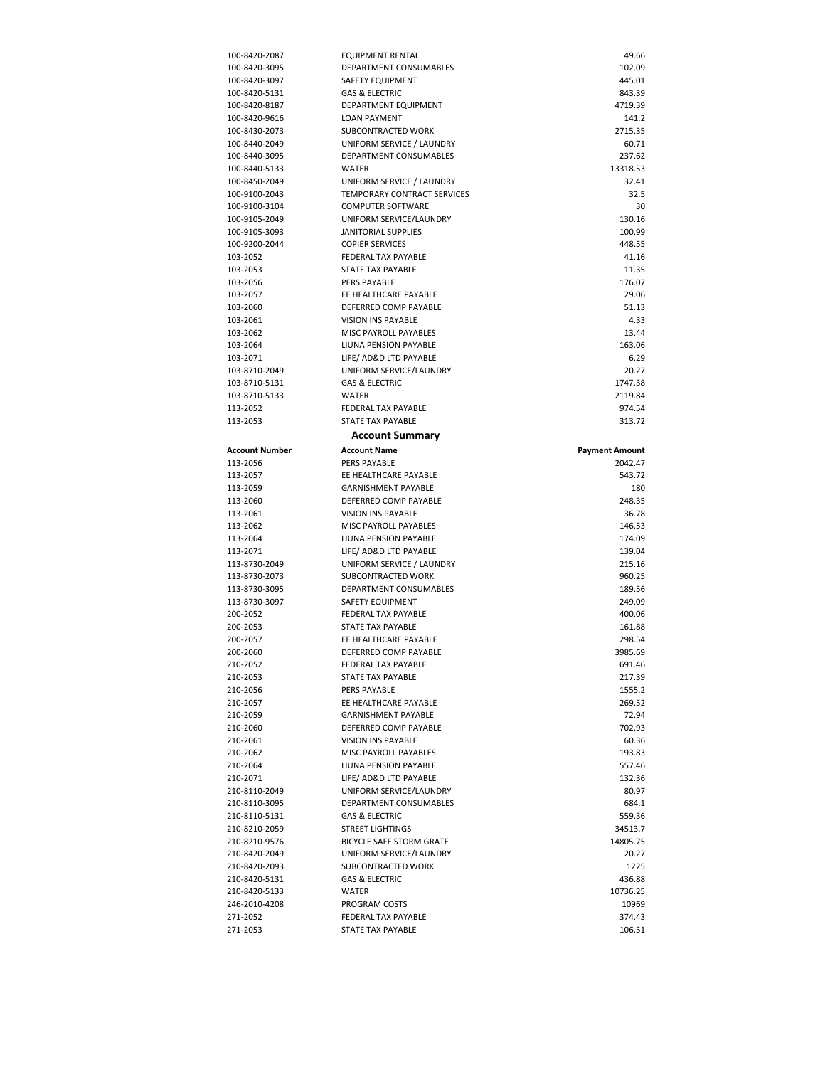| | | |
|---|---|---|
| 100-8420-2087 | EQUIPMENT RENTAL | 49.66 |
| 100-8420-3095 | DEPARTMENT CONSUMABLES | 102.09 |
| 100-8420-3097 | SAFETY EQUIPMENT | 445.01 |
| 100-8420-5131 | GAS & ELECTRIC | 843.39 |
| 100-8420-8187 | DEPARTMENT EQUIPMENT | 4719.39 |
| 100-8420-9616 | LOAN PAYMENT | 141.2 |
| 100-8430-2073 | SUBCONTRACTED WORK | 2715.35 |
| 100-8440-2049 | UNIFORM SERVICE / LAUNDRY | 60.71 |
| 100-8440-3095 | DEPARTMENT CONSUMABLES | 237.62 |
| 100-8440-5133 | WATER | 13318.53 |
| 100-8450-2049 | UNIFORM SERVICE / LAUNDRY | 32.41 |
| 100-9100-2043 | TEMPORARY CONTRACT SERVICES | 32.5 |
| 100-9100-3104 | COMPUTER SOFTWARE | 30 |
| 100-9105-2049 | UNIFORM SERVICE/LAUNDRY | 130.16 |
| 100-9105-3093 | JANITORIAL SUPPLIES | 100.99 |
| 100-9200-2044 | COPIER SERVICES | 448.55 |
| 103-2052 | FEDERAL TAX PAYABLE | 41.16 |
| 103-2053 | STATE TAX PAYABLE | 11.35 |
| 103-2056 | PERS PAYABLE | 176.07 |
| 103-2057 | EE HEALTHCARE PAYABLE | 29.06 |
| 103-2060 | DEFERRED COMP PAYABLE | 51.13 |
| 103-2061 | VISION INS PAYABLE | 4.33 |
| 103-2062 | MISC PAYROLL PAYABLES | 13.44 |
| 103-2064 | LIUNA PENSION PAYABLE | 163.06 |
| 103-2071 | LIFE/ AD&D LTD PAYABLE | 6.29 |
| 103-8710-2049 | UNIFORM SERVICE/LAUNDRY | 20.27 |
| 103-8710-5131 | GAS & ELECTRIC | 1747.38 |
| 103-8710-5133 | WATER | 2119.84 |
| 113-2052 | FEDERAL TAX PAYABLE | 974.54 |
| 113-2053 | STATE TAX PAYABLE | 313.72 |

## Account Summary

| Account Number | Account Name | Payment Amount |
|---|---|---|
| 113-2056 | PERS PAYABLE | 2042.47 |
| 113-2057 | EE HEALTHCARE PAYABLE | 543.72 |
| 113-2059 | GARNISHMENT PAYABLE | 180 |
| 113-2060 | DEFERRED COMP PAYABLE | 248.35 |
| 113-2061 | VISION INS PAYABLE | 36.78 |
| 113-2062 | MISC PAYROLL PAYABLES | 146.53 |
| 113-2064 | LIUNA PENSION PAYABLE | 174.09 |
| 113-2071 | LIFE/ AD&D LTD PAYABLE | 139.04 |
| 113-8730-2049 | UNIFORM SERVICE / LAUNDRY | 215.16 |
| 113-8730-2073 | SUBCONTRACTED WORK | 960.25 |
| 113-8730-3095 | DEPARTMENT CONSUMABLES | 189.56 |
| 113-8730-3097 | SAFETY EQUIPMENT | 249.09 |
| 200-2052 | FEDERAL TAX PAYABLE | 400.06 |
| 200-2053 | STATE TAX PAYABLE | 161.88 |
| 200-2057 | EE HEALTHCARE PAYABLE | 298.54 |
| 200-2060 | DEFERRED COMP PAYABLE | 3985.69 |
| 210-2052 | FEDERAL TAX PAYABLE | 691.46 |
| 210-2053 | STATE TAX PAYABLE | 217.39 |
| 210-2056 | PERS PAYABLE | 1555.2 |
| 210-2057 | EE HEALTHCARE PAYABLE | 269.52 |
| 210-2059 | GARNISHMENT PAYABLE | 72.94 |
| 210-2060 | DEFERRED COMP PAYABLE | 702.93 |
| 210-2061 | VISION INS PAYABLE | 60.36 |
| 210-2062 | MISC PAYROLL PAYABLES | 193.83 |
| 210-2064 | LIUNA PENSION PAYABLE | 557.46 |
| 210-2071 | LIFE/ AD&D LTD PAYABLE | 132.36 |
| 210-8110-2049 | UNIFORM SERVICE/LAUNDRY | 80.97 |
| 210-8110-3095 | DEPARTMENT CONSUMABLES | 684.1 |
| 210-8110-5131 | GAS & ELECTRIC | 559.36 |
| 210-8210-2059 | STREET LIGHTINGS | 34513.7 |
| 210-8210-9576 | BICYCLE SAFE STORM GRATE | 14805.75 |
| 210-8420-2049 | UNIFORM SERVICE/LAUNDRY | 20.27 |
| 210-8420-2093 | SUBCONTRACTED WORK | 1225 |
| 210-8420-5131 | GAS & ELECTRIC | 436.88 |
| 210-8420-5133 | WATER | 10736.25 |
| 246-2010-4208 | PROGRAM COSTS | 10969 |
| 271-2052 | FEDERAL TAX PAYABLE | 374.43 |
| 271-2053 | STATE TAX PAYABLE | 106.51 |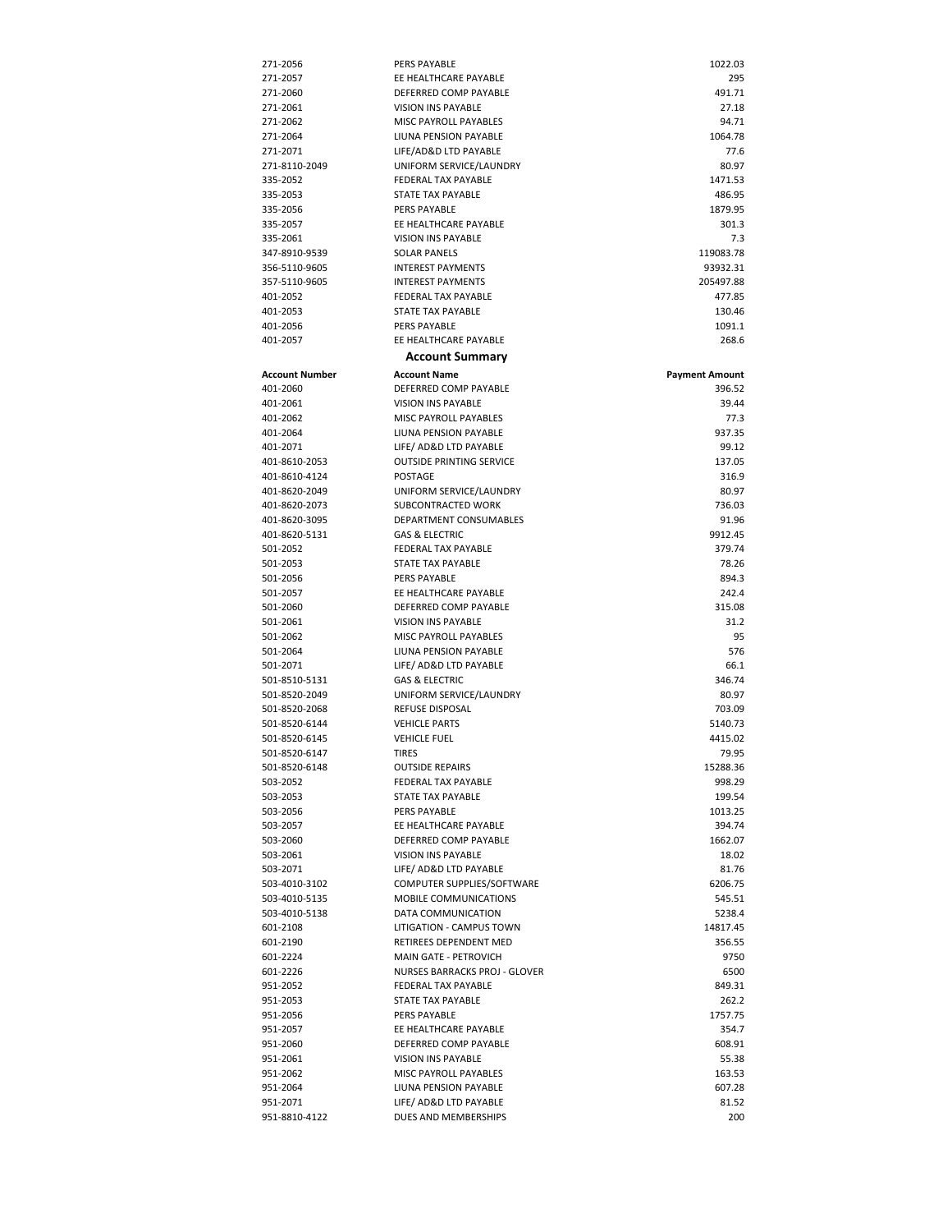| | | |
|---|---|---|
| 271-2056 | PERS PAYABLE | 1022.03 |
| 271-2057 | EE HEALTHCARE PAYABLE | 295 |
| 271-2060 | DEFERRED COMP PAYABLE | 491.71 |
| 271-2061 | VISION INS PAYABLE | 27.18 |
| 271-2062 | MISC PAYROLL PAYABLES | 94.71 |
| 271-2064 | LIUNA PENSION PAYABLE | 1064.78 |
| 271-2071 | LIFE/AD&D LTD PAYABLE | 77.6 |
| 271-8110-2049 | UNIFORM SERVICE/LAUNDRY | 80.97 |
| 335-2052 | FEDERAL TAX PAYABLE | 1471.53 |
| 335-2053 | STATE TAX PAYABLE | 486.95 |
| 335-2056 | PERS PAYABLE | 1879.95 |
| 335-2057 | EE HEALTHCARE PAYABLE | 301.3 |
| 335-2061 | VISION INS PAYABLE | 7.3 |
| 347-8910-9539 | SOLAR PANELS | 119083.78 |
| 356-5110-9605 | INTEREST PAYMENTS | 93932.31 |
| 357-5110-9605 | INTEREST PAYMENTS | 205497.88 |
| 401-2052 | FEDERAL TAX PAYABLE | 477.85 |
| 401-2053 | STATE TAX PAYABLE | 130.46 |
| 401-2056 | PERS PAYABLE | 1091.1 |
| 401-2057 | EE HEALTHCARE PAYABLE | 268.6 |

## Account Summary

| Account Number | Account Name | Payment Amount |
|---|---|---|
| 401-2060 | DEFERRED COMP PAYABLE | 396.52 |
| 401-2061 | VISION INS PAYABLE | 39.44 |
| 401-2062 | MISC PAYROLL PAYABLES | 77.3 |
| 401-2064 | LIUNA PENSION PAYABLE | 937.35 |
| 401-2071 | LIFE/ AD&D LTD PAYABLE | 99.12 |
| 401-8610-2053 | OUTSIDE PRINTING SERVICE | 137.05 |
| 401-8610-4124 | POSTAGE | 316.9 |
| 401-8620-2049 | UNIFORM SERVICE/LAUNDRY | 80.97 |
| 401-8620-2073 | SUBCONTRACTED WORK | 736.03 |
| 401-8620-3095 | DEPARTMENT CONSUMABLES | 91.96 |
| 401-8620-5131 | GAS & ELECTRIC | 9912.45 |
| 501-2052 | FEDERAL TAX PAYABLE | 379.74 |
| 501-2053 | STATE TAX PAYABLE | 78.26 |
| 501-2056 | PERS PAYABLE | 894.3 |
| 501-2057 | EE HEALTHCARE PAYABLE | 242.4 |
| 501-2060 | DEFERRED COMP PAYABLE | 315.08 |
| 501-2061 | VISION INS PAYABLE | 31.2 |
| 501-2062 | MISC PAYROLL PAYABLES | 95 |
| 501-2064 | LIUNA PENSION PAYABLE | 576 |
| 501-2071 | LIFE/ AD&D LTD PAYABLE | 66.1 |
| 501-8510-5131 | GAS & ELECTRIC | 346.74 |
| 501-8520-2049 | UNIFORM SERVICE/LAUNDRY | 80.97 |
| 501-8520-2068 | REFUSE DISPOSAL | 703.09 |
| 501-8520-6144 | VEHICLE PARTS | 5140.73 |
| 501-8520-6145 | VEHICLE FUEL | 4415.02 |
| 501-8520-6147 | TIRES | 79.95 |
| 501-8520-6148 | OUTSIDE REPAIRS | 15288.36 |
| 503-2052 | FEDERAL TAX PAYABLE | 998.29 |
| 503-2053 | STATE TAX PAYABLE | 199.54 |
| 503-2056 | PERS PAYABLE | 1013.25 |
| 503-2057 | EE HEALTHCARE PAYABLE | 394.74 |
| 503-2060 | DEFERRED COMP PAYABLE | 1662.07 |
| 503-2061 | VISION INS PAYABLE | 18.02 |
| 503-2071 | LIFE/ AD&D LTD PAYABLE | 81.76 |
| 503-4010-3102 | COMPUTER SUPPLIES/SOFTWARE | 6206.75 |
| 503-4010-5135 | MOBILE COMMUNICATIONS | 545.51 |
| 503-4010-5138 | DATA COMMUNICATION | 5238.4 |
| 601-2108 | LITIGATION - CAMPUS TOWN | 14817.45 |
| 601-2190 | RETIREES DEPENDENT MED | 356.55 |
| 601-2224 | MAIN GATE - PETROVICH | 9750 |
| 601-2226 | NURSES BARRACKS PROJ - GLOVER | 6500 |
| 951-2052 | FEDERAL TAX PAYABLE | 849.31 |
| 951-2053 | STATE TAX PAYABLE | 262.2 |
| 951-2056 | PERS PAYABLE | 1757.75 |
| 951-2057 | EE HEALTHCARE PAYABLE | 354.7 |
| 951-2060 | DEFERRED COMP PAYABLE | 608.91 |
| 951-2061 | VISION INS PAYABLE | 55.38 |
| 951-2062 | MISC PAYROLL PAYABLES | 163.53 |
| 951-2064 | LIUNA PENSION PAYABLE | 607.28 |
| 951-2071 | LIFE/ AD&D LTD PAYABLE | 81.52 |
| 951-8810-4122 | DUES AND MEMBERSHIPS | 200 |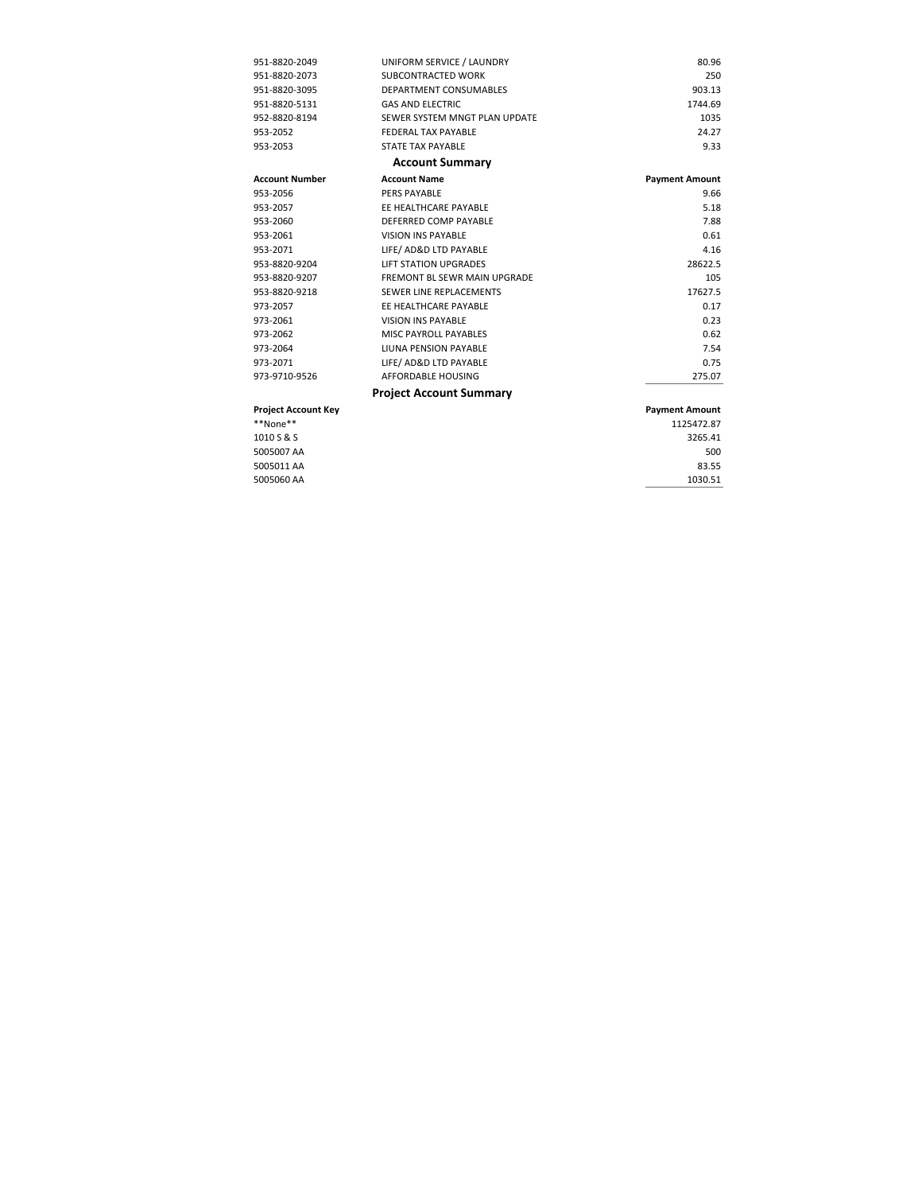| | | |
|---|---|---|
| 951-8820-2049 | UNIFORM SERVICE / LAUNDRY | 80.96 |
| 951-8820-2073 | SUBCONTRACTED WORK | 250 |
| 951-8820-3095 | DEPARTMENT CONSUMABLES | 903.13 |
| 951-8820-5131 | GAS AND ELECTRIC | 1744.69 |
| 952-8820-8194 | SEWER SYSTEM MNGT PLAN UPDATE | 1035 |
| 953-2052 | FEDERAL TAX PAYABLE | 24.27 |
| 953-2053 | STATE TAX PAYABLE | 9.33 |

## Account Summary

| Account Number | Account Name | Payment Amount |
|---|---|---|
| 953-2056 | PERS PAYABLE | 9.66 |
| 953-2057 | EE HEALTHCARE PAYABLE | 5.18 |
| 953-2060 | DEFERRED COMP PAYABLE | 7.88 |
| 953-2061 | VISION INS PAYABLE | 0.61 |
| 953-2071 | LIFE/ AD&D LTD PAYABLE | 4.16 |
| 953-8820-9204 | LIFT STATION UPGRADES | 28622.5 |
| 953-8820-9207 | FREMONT BL SEWR MAIN UPGRADE | 105 |
| 953-8820-9218 | SEWER LINE REPLACEMENTS | 17627.5 |
| 973-2057 | EE HEALTHCARE PAYABLE | 0.17 |
| 973-2061 | VISION INS PAYABLE | 0.23 |
| 973-2062 | MISC PAYROLL PAYABLES | 0.62 |
| 973-2064 | LIUNA PENSION PAYABLE | 7.54 |
| 973-2071 | LIFE/ AD&D LTD PAYABLE | 0.75 |
| 973-9710-9526 | AFFORDABLE HOUSING | 275.07 |

## Project Account Summary

| Project Account Key | Payment Amount |
|---|---|
| **None** | 1125472.87 |
| 1010 S & S | 3265.41 |
| 5005007 AA | 500 |
| 5005011 AA | 83.55 |
| 5005060 AA | 1030.51 |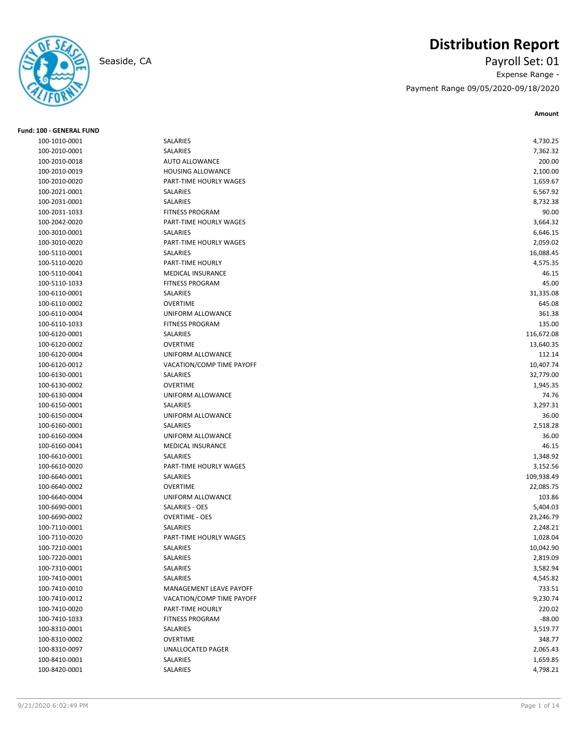# Distribution Report

Seaside, CA

Payroll Set: 01

Expense Range -

Payment Range 09/05/2020-09/18/2020

**Fund: 100 - GENERAL FUND**

| Account | Description | Amount |
|---|---|---|
| 100-1010-0001 | SALARIES | 4,730.25 |
| 100-2010-0001 | SALARIES | 7,362.32 |
| 100-2010-0018 | AUTO ALLOWANCE | 200.00 |
| 100-2010-0019 | HOUSING ALLOWANCE | 2,100.00 |
| 100-2010-0020 | PART-TIME HOURLY WAGES | 1,659.67 |
| 100-2021-0001 | SALARIES | 6,567.92 |
| 100-2031-0001 | SALARIES | 8,732.38 |
| 100-2031-1033 | FITNESS PROGRAM | 90.00 |
| 100-2042-0020 | PART-TIME HOURLY WAGES | 3,664.32 |
| 100-3010-0001 | SALARIES | 6,646.15 |
| 100-3010-0020 | PART-TIME HOURLY WAGES | 2,059.02 |
| 100-5110-0001 | SALARIES | 16,088.45 |
| 100-5110-0020 | PART-TIME HOURLY | 4,575.35 |
| 100-5110-0041 | MEDICAL INSURANCE | 46.15 |
| 100-5110-1033 | FITNESS PROGRAM | 45.00 |
| 100-6110-0001 | SALARIES | 31,335.08 |
| 100-6110-0002 | OVERTIME | 645.08 |
| 100-6110-0004 | UNIFORM ALLOWANCE | 361.38 |
| 100-6110-1033 | FITNESS PROGRAM | 135.00 |
| 100-6120-0001 | SALARIES | 116,672.08 |
| 100-6120-0002 | OVERTIME | 13,640.35 |
| 100-6120-0004 | UNIFORM ALLOWANCE | 112.14 |
| 100-6120-0012 | VACATION/COMP TIME PAYOFF | 10,407.74 |
| 100-6130-0001 | SALARIES | 32,779.00 |
| 100-6130-0002 | OVERTIME | 1,945.35 |
| 100-6130-0004 | UNIFORM ALLOWANCE | 74.76 |
| 100-6150-0001 | SALARIES | 3,297.31 |
| 100-6150-0004 | UNIFORM ALLOWANCE | 36.00 |
| 100-6160-0001 | SALARIES | 2,518.28 |
| 100-6160-0004 | UNIFORM ALLOWANCE | 36.00 |
| 100-6160-0041 | MEDICAL INSURANCE | 46.15 |
| 100-6610-0001 | SALARIES | 1,348.92 |
| 100-6610-0020 | PART-TIME HOURLY WAGES | 3,152.56 |
| 100-6640-0001 | SALARIES | 109,938.49 |
| 100-6640-0002 | OVERTIME | 22,085.75 |
| 100-6640-0004 | UNIFORM ALLOWANCE | 103.86 |
| 100-6690-0001 | SALARIES - OES | 5,404.03 |
| 100-6690-0002 | OVERTIME - OES | 23,246.79 |
| 100-7110-0001 | SALARIES | 2,248.21 |
| 100-7110-0020 | PART-TIME HOURLY WAGES | 1,028.04 |
| 100-7210-0001 | SALARIES | 10,042.90 |
| 100-7220-0001 | SALARIES | 2,819.09 |
| 100-7310-0001 | SALARIES | 3,582.94 |
| 100-7410-0001 | SALARIES | 4,545.82 |
| 100-7410-0010 | MANAGEMENT LEAVE PAYOFF | 733.51 |
| 100-7410-0012 | VACATION/COMP TIME PAYOFF | 9,230.74 |
| 100-7410-0020 | PART-TIME HOURLY | 220.02 |
| 100-7410-1033 | FITNESS PROGRAM | -88.00 |
| 100-8310-0001 | SALARIES | 3,519.77 |
| 100-8310-0002 | OVERTIME | 348.77 |
| 100-8310-0097 | UNALLOCATED PAGER | 2,065.43 |
| 100-8410-0001 | SALARIES | 1,659.85 |
| 100-8420-0001 | SALARIES | 4,798.21 |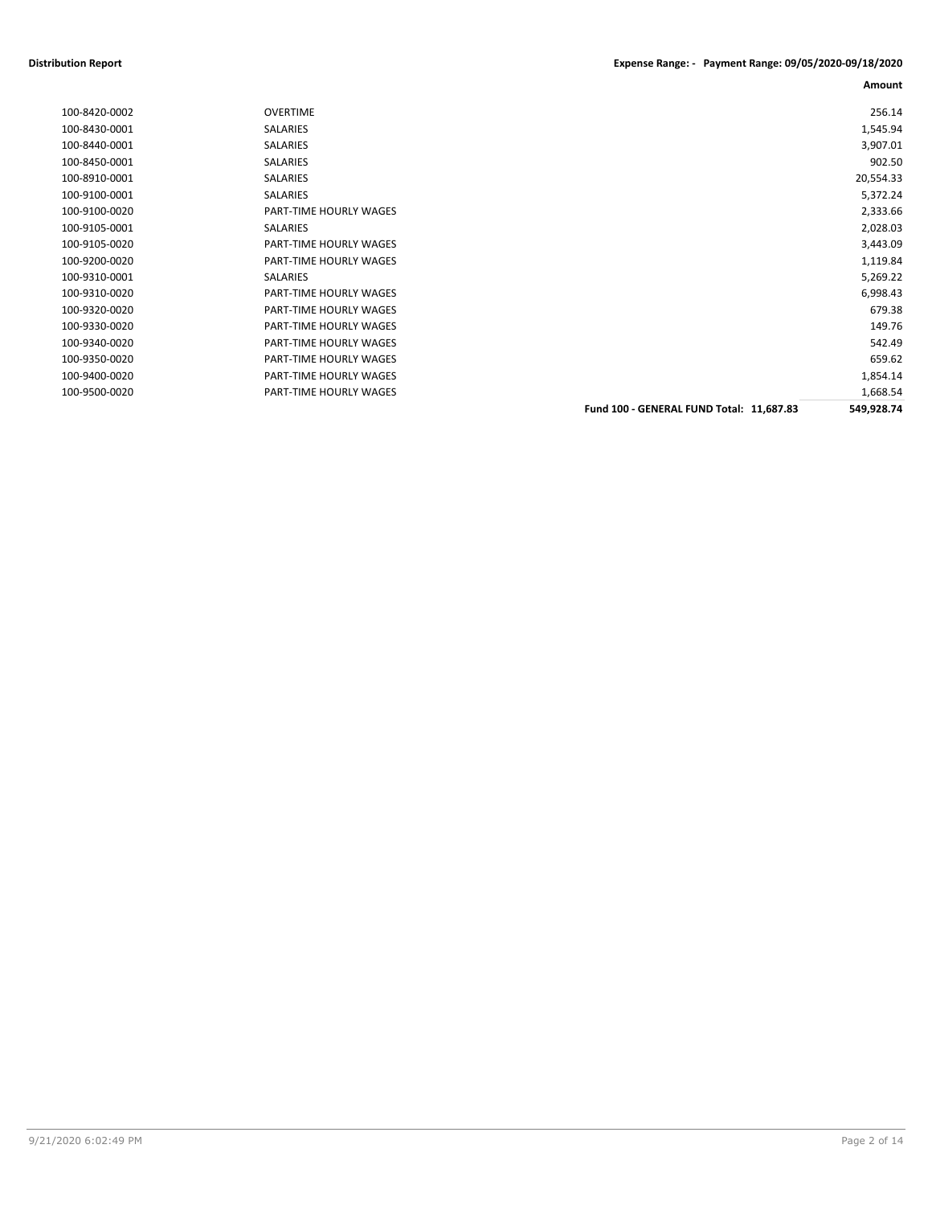**Distribution Report** — Expense Range: - Payment Range: 09/05/2020-09/18/2020

| | | Amount |
|---|---|---|
| 100-8420-0002 | OVERTIME | 256.14 |
| 100-8430-0001 | SALARIES | 1,545.94 |
| 100-8440-0001 | SALARIES | 3,907.01 |
| 100-8450-0001 | SALARIES | 902.50 |
| 100-8910-0001 | SALARIES | 20,554.33 |
| 100-9100-0001 | SALARIES | 5,372.24 |
| 100-9100-0020 | PART-TIME HOURLY WAGES | 2,333.66 |
| 100-9105-0001 | SALARIES | 2,028.03 |
| 100-9105-0020 | PART-TIME HOURLY WAGES | 3,443.09 |
| 100-9200-0020 | PART-TIME HOURLY WAGES | 1,119.84 |
| 100-9310-0001 | SALARIES | 5,269.22 |
| 100-9310-0020 | PART-TIME HOURLY WAGES | 6,998.43 |
| 100-9320-0020 | PART-TIME HOURLY WAGES | 679.38 |
| 100-9330-0020 | PART-TIME HOURLY WAGES | 149.76 |
| 100-9340-0020 | PART-TIME HOURLY WAGES | 542.49 |
| 100-9350-0020 | PART-TIME HOURLY WAGES | 659.62 |
| 100-9400-0020 | PART-TIME HOURLY WAGES | 1,854.14 |
| 100-9500-0020 | PART-TIME HOURLY WAGES | 1,668.54 |
| | **Fund 100 - GENERAL FUND Total: 11,687.83** | **549,928.74** |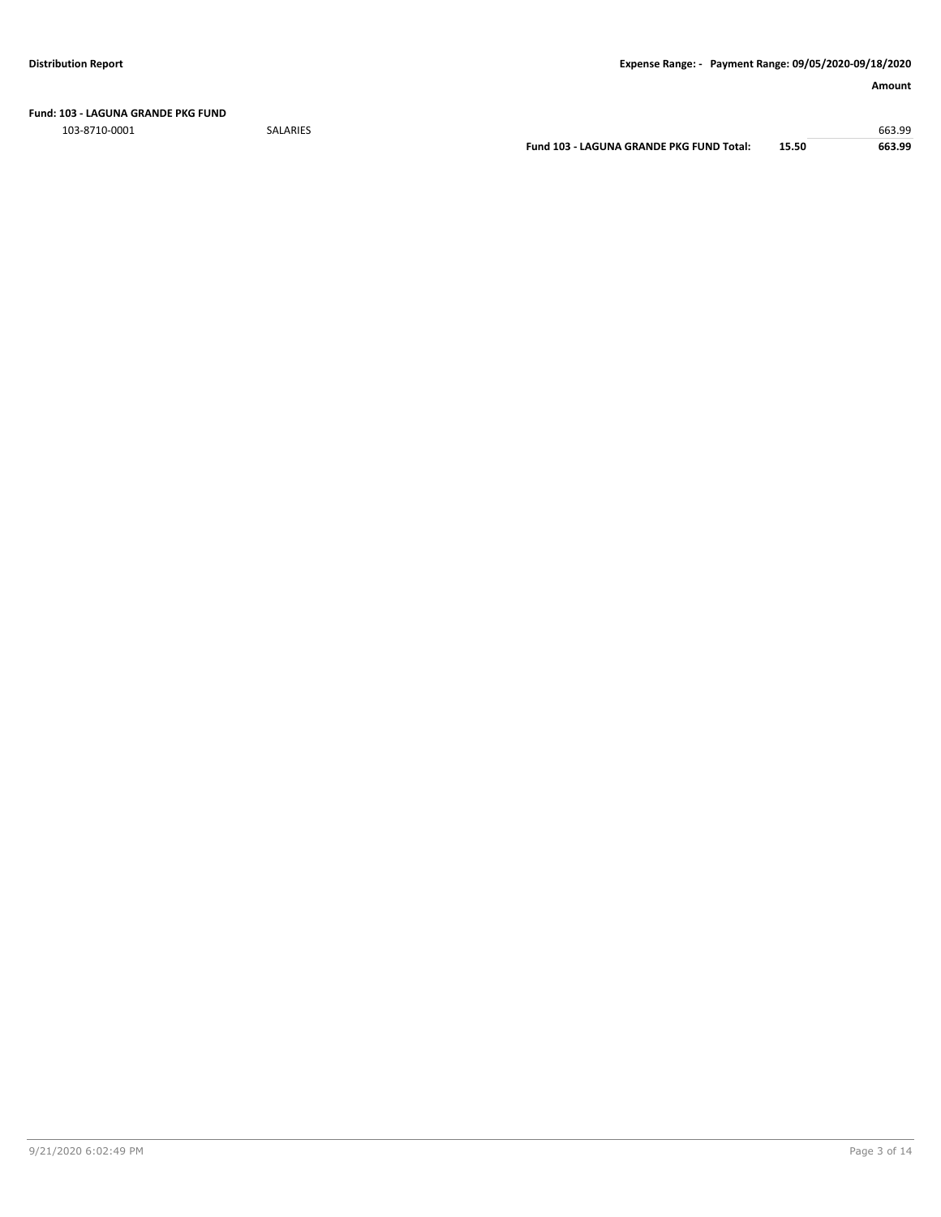**Fund: 103 - LAGUNA GRANDE PKG FUND**

| | | | | Amount |
|---|---|---|---|---|
| 103-8710-0001 | SALARIES | | | 663.99 |
| | | **Fund 103 - LAGUNA GRANDE PKG FUND Total:** | **15.50** | **663.99** |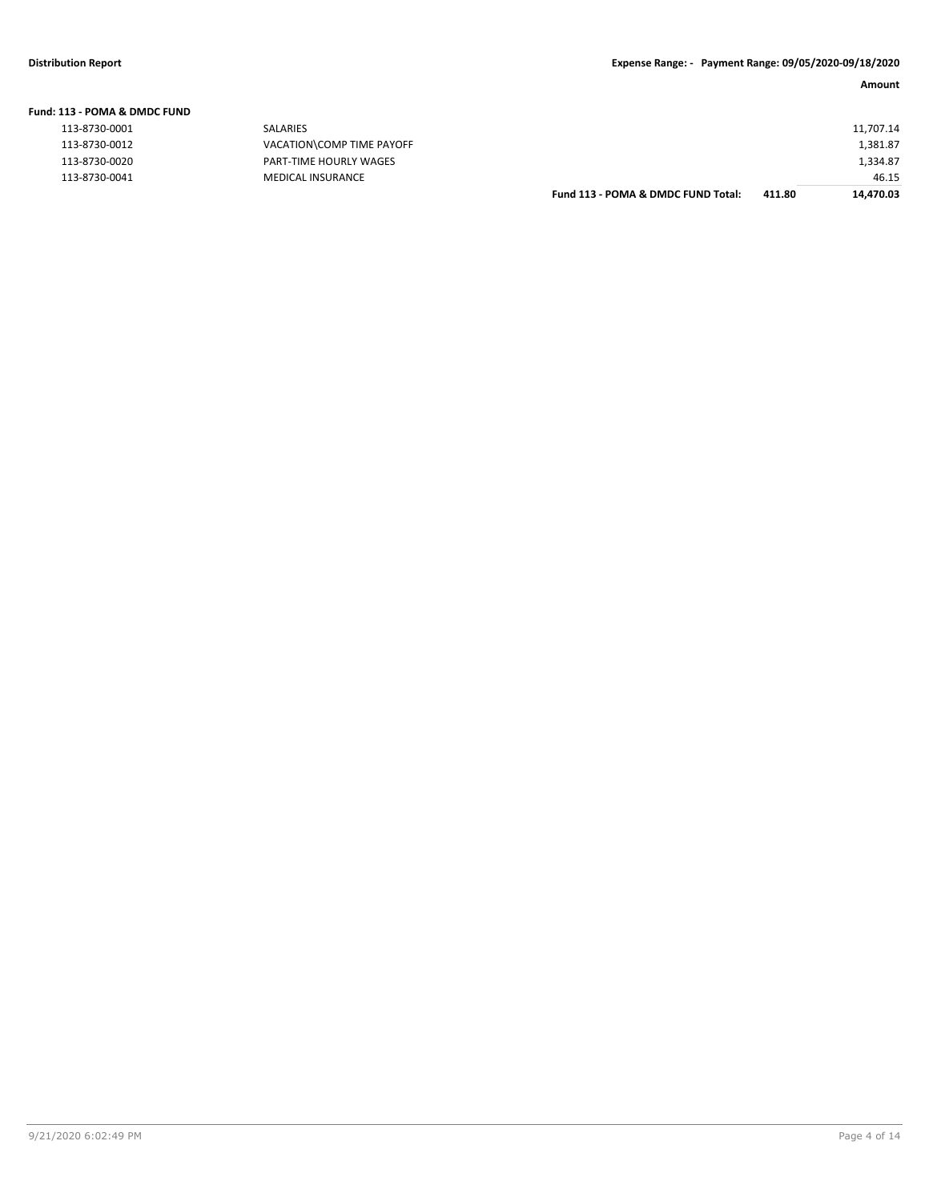**Distribution Report** **Expense Range: - Payment Range: 09/05/2020-09/18/2020**

**Fund: 113 - POMA & DMDC FUND**

| Account | Description | | | Amount |
|---|---|---|---|---|
| 113-8730-0001 | SALARIES | | | 11,707.14 |
| 113-8730-0012 | VACATION\COMP TIME PAYOFF | | | 1,381.87 |
| 113-8730-0020 | PART-TIME HOURLY WAGES | | | 1,334.87 |
| 113-8730-0041 | MEDICAL INSURANCE | | | 46.15 |
| | | **Fund 113 - POMA & DMDC FUND Total:** | **411.80** | **14,470.03** |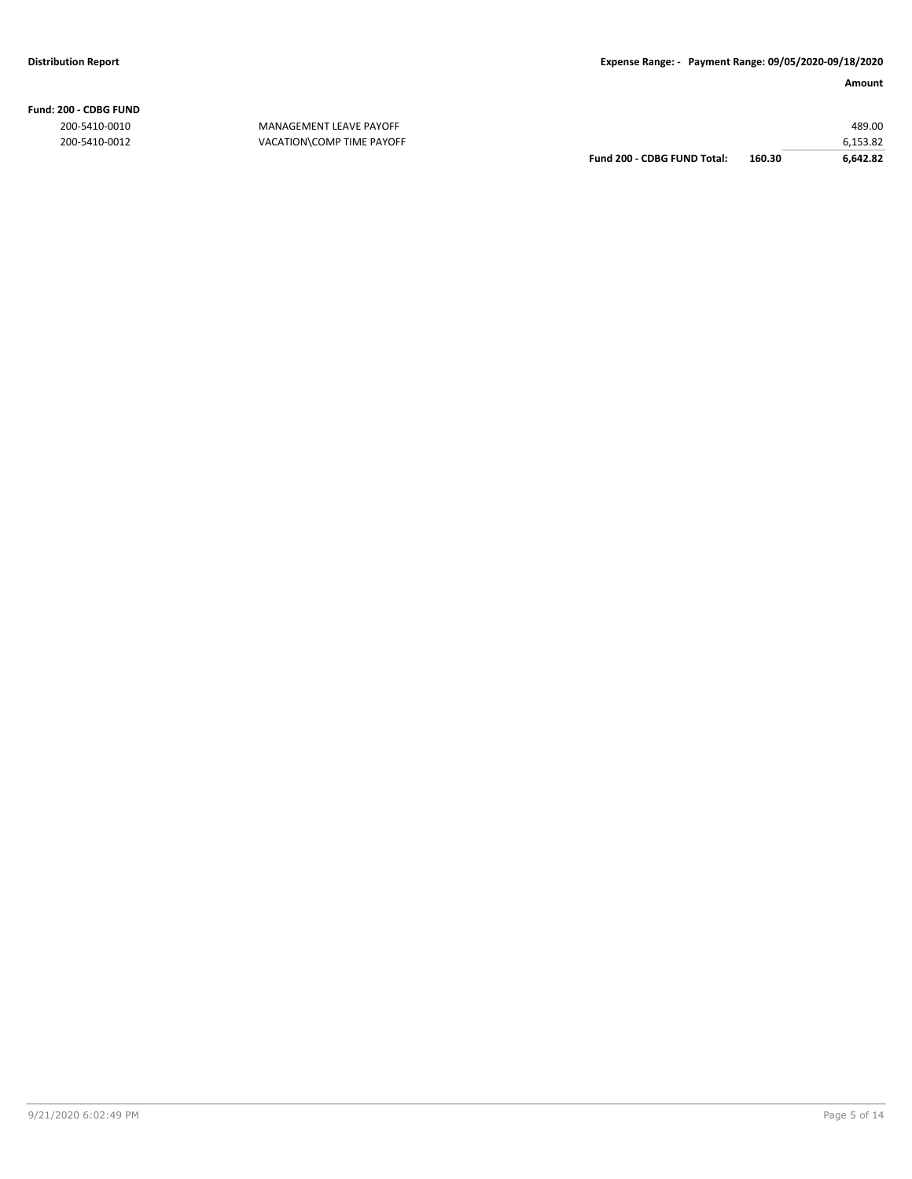**Distribution Report** **Expense Range: - Payment Range: 09/05/2020-09/18/2020**

| | | | | Amount |
|---|---|---|---|---|
| **Fund: 200 - CDBG FUND** | | | | |
| 200-5410-0010 | MANAGEMENT LEAVE PAYOFF | | | 489.00 |
| 200-5410-0012 | VACATION\COMP TIME PAYOFF | | | 6,153.82 |
| | | **Fund 200 - CDBG FUND Total:** | **160.30** | **6,642.82** |

9/21/2020 6:02:49 PM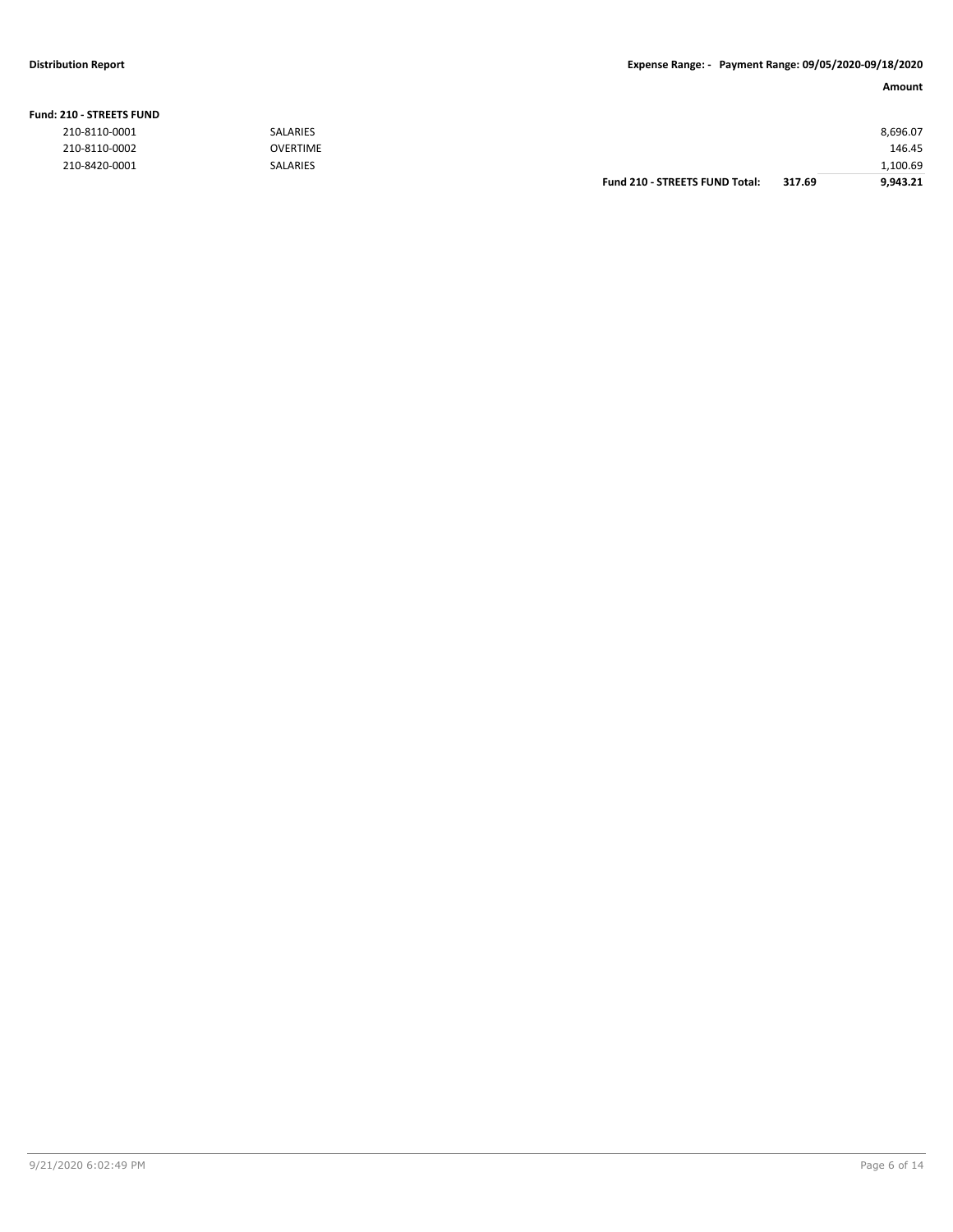**Distribution Report** | **Expense Range: - Payment Range: 09/05/2020-09/18/2020**

| | | | | **Amount** |
|---|---|---|---|---|
| **Fund: 210 - STREETS FUND** | | | | |
| 210-8110-0001 | SALARIES | | | 8,696.07 |
| 210-8110-0002 | OVERTIME | | | 146.45 |
| 210-8420-0001 | SALARIES | | | 1,100.69 |
| | | **Fund 210 - STREETS FUND Total:** | **317.69** | **9,943.21** |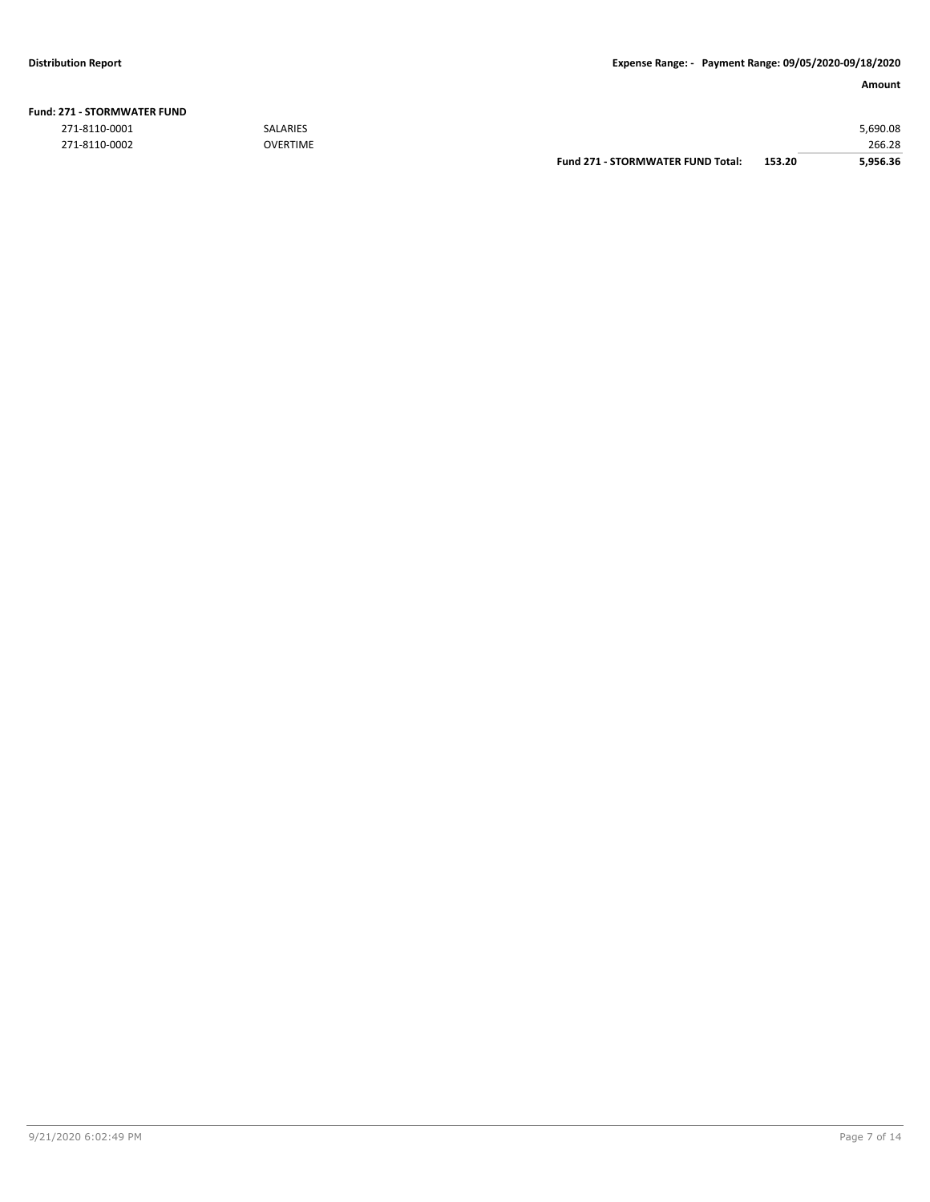**Distribution Report** | **Expense Range: - Payment Range: 09/05/2020-09/18/2020**

| | | | | **Amount** |
|---|---|---|---|---|
| **Fund: 271 - STORMWATER FUND** | | | | |
| 271-8110-0001 | SALARIES | | | 5,690.08 |
| 271-8110-0002 | OVERTIME | | | 266.28 |
| | | **Fund 271 - STORMWATER FUND Total:** | **153.20** | **5,956.36** |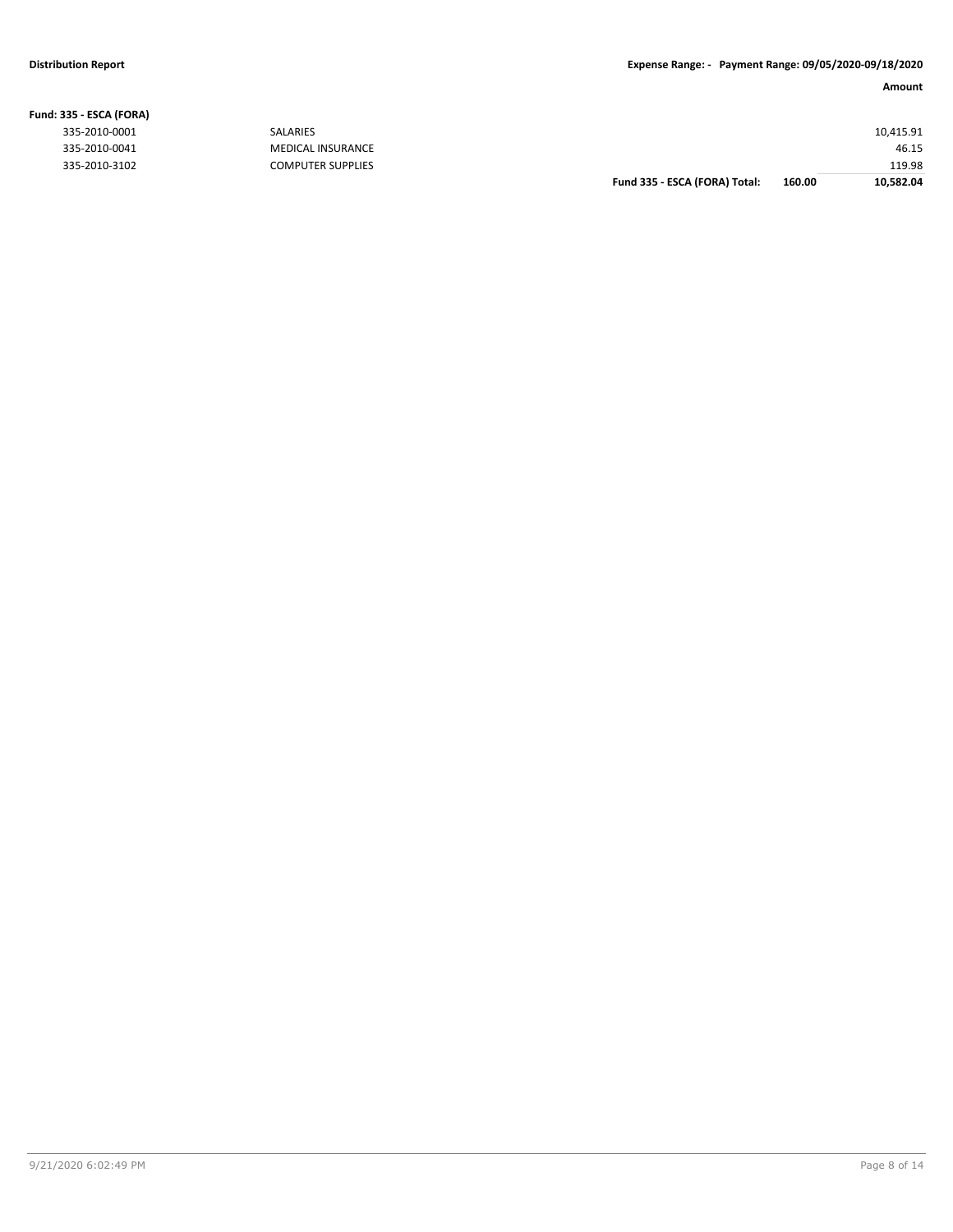**Distribution Report** | **Expense Range: - Payment Range: 09/05/2020-09/18/2020**

**Fund: 335 - ESCA (FORA)**

| Account | Description | | | Amount |
|---|---|---|---|---|
| 335-2010-0001 | SALARIES | | | 10,415.91 |
| 335-2010-0041 | MEDICAL INSURANCE | | | 46.15 |
| 335-2010-3102 | COMPUTER SUPPLIES | | | 119.98 |
| | | **Fund 335 - ESCA (FORA) Total:** | **160.00** | **10,582.04** |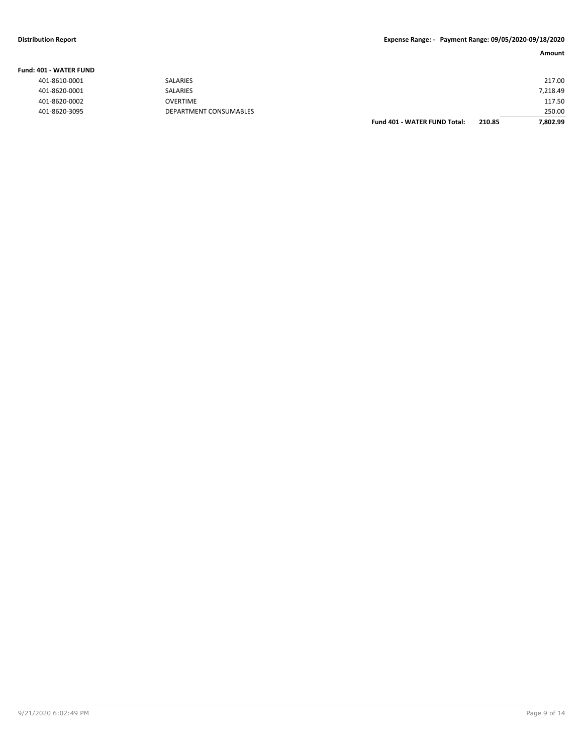**Fund: 401 - WATER FUND**

| Account | Description | | | Amount |
|---|---|---|---|---|
| 401-8610-0001 | SALARIES | | | 217.00 |
| 401-8620-0001 | SALARIES | | | 7,218.49 |
| 401-8620-0002 | OVERTIME | | | 117.50 |
| 401-8620-3095 | DEPARTMENT CONSUMABLES | | | 250.00 |
| | | **Fund 401 - WATER FUND Total:** | **210.85** | **7,802.99** |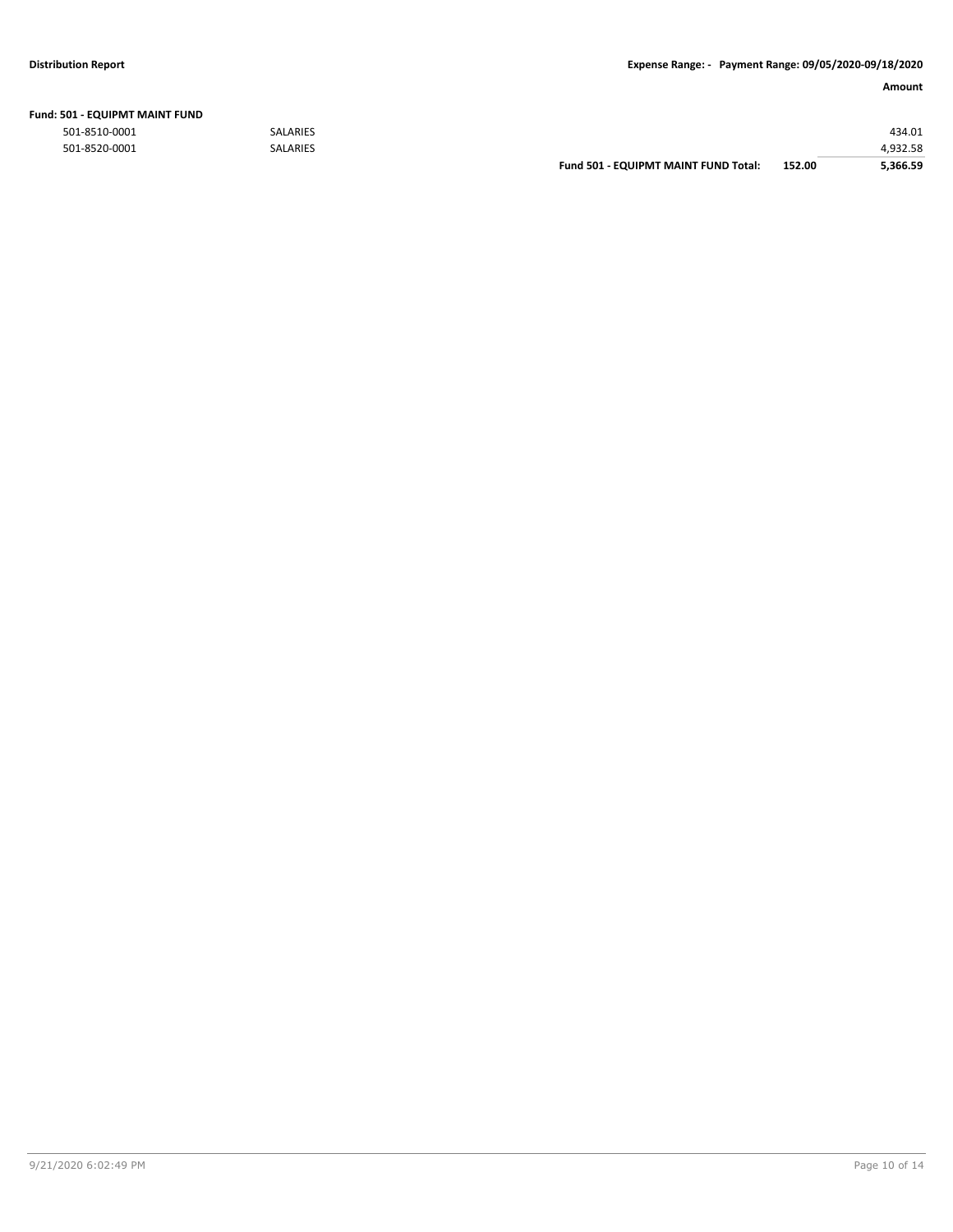| | | | Amount |
|---|---|---|---|
| **Fund: 501 - EQUIPMT MAINT FUND** | | | |
| 501-8510-0001 | SALARIES | | 434.01 |
| 501-8520-0001 | SALARIES | | 4,932.58 |
| | **Fund 501 - EQUIPMT MAINT FUND Total:** | **152.00** | **5,366.59** |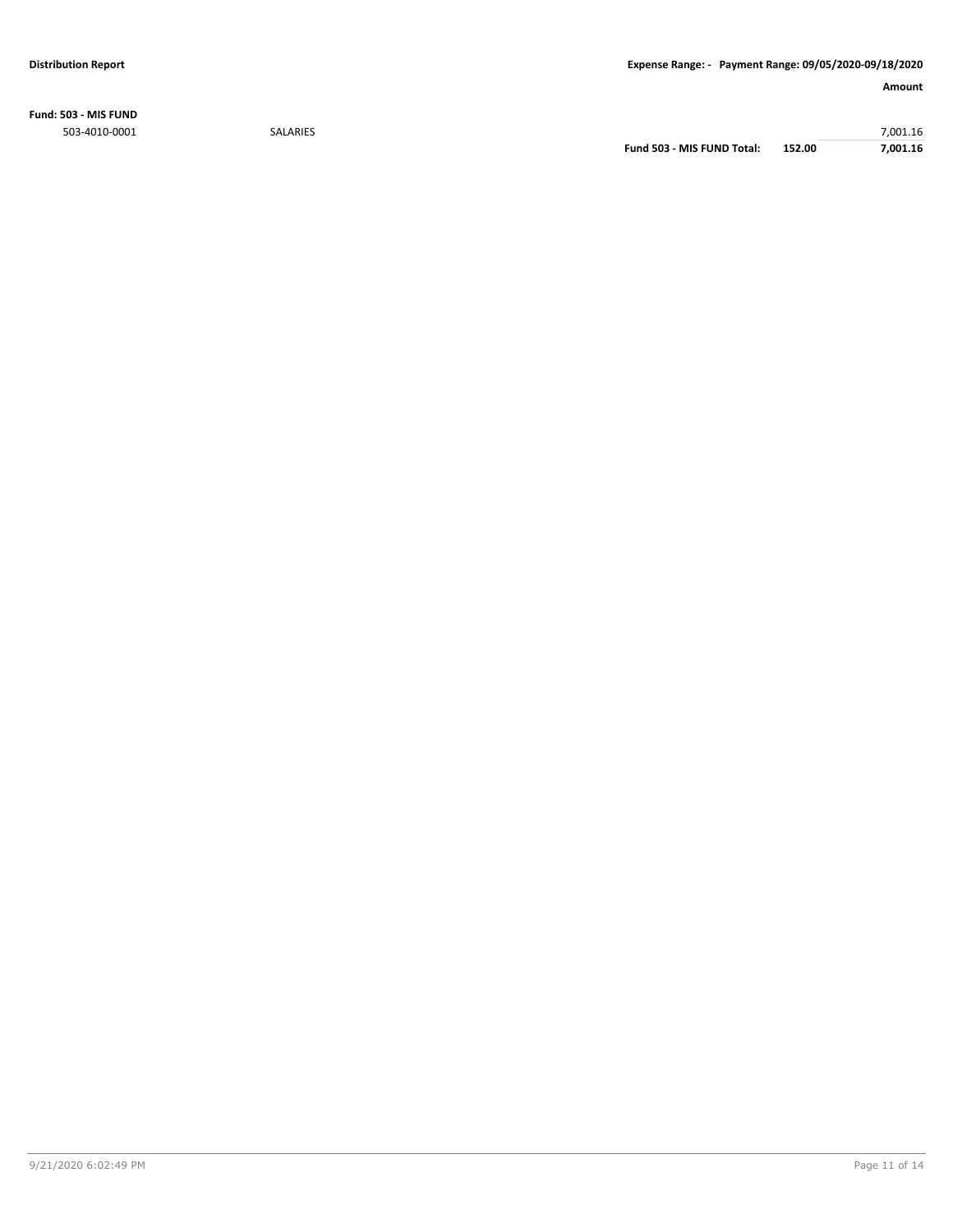**Fund: 503 - MIS FUND**

| Account | Description | | | Amount |
|---|---|---|---|---|
| 503-4010-0001 | SALARIES | | | 7,001.16 |
| | | **Fund 503 - MIS FUND Total:** | **152.00** | **7,001.16** |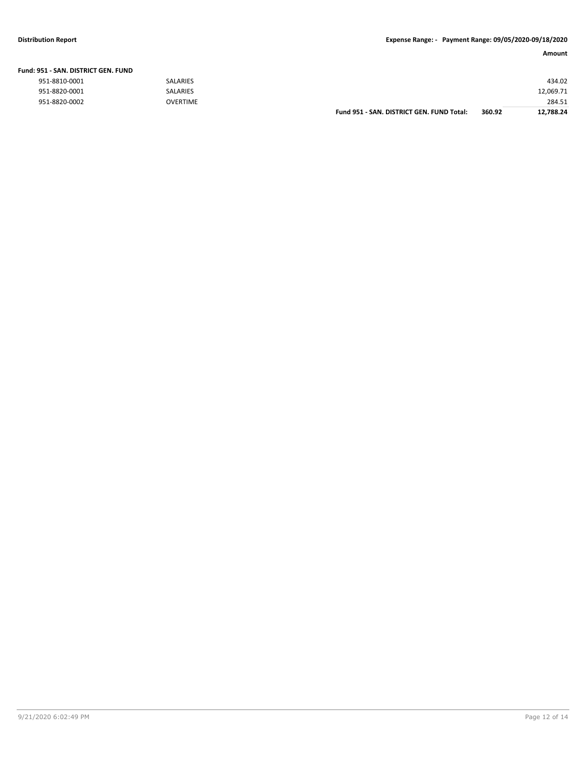**Distribution Report** **Expense Range: - Payment Range: 09/05/2020-09/18/2020**

| | | | | Amount |
|---|---|---|---|---|
| **Fund: 951 - SAN. DISTRICT GEN. FUND** | | | | |
| 951-8810-0001 | SALARIES | | | 434.02 |
| 951-8820-0001 | SALARIES | | | 12,069.71 |
| 951-8820-0002 | OVERTIME | | | 284.51 |
| | | **Fund 951 - SAN. DISTRICT GEN. FUND Total:** | **360.92** | **12,788.24** |

9/21/2020 6:02:49 PM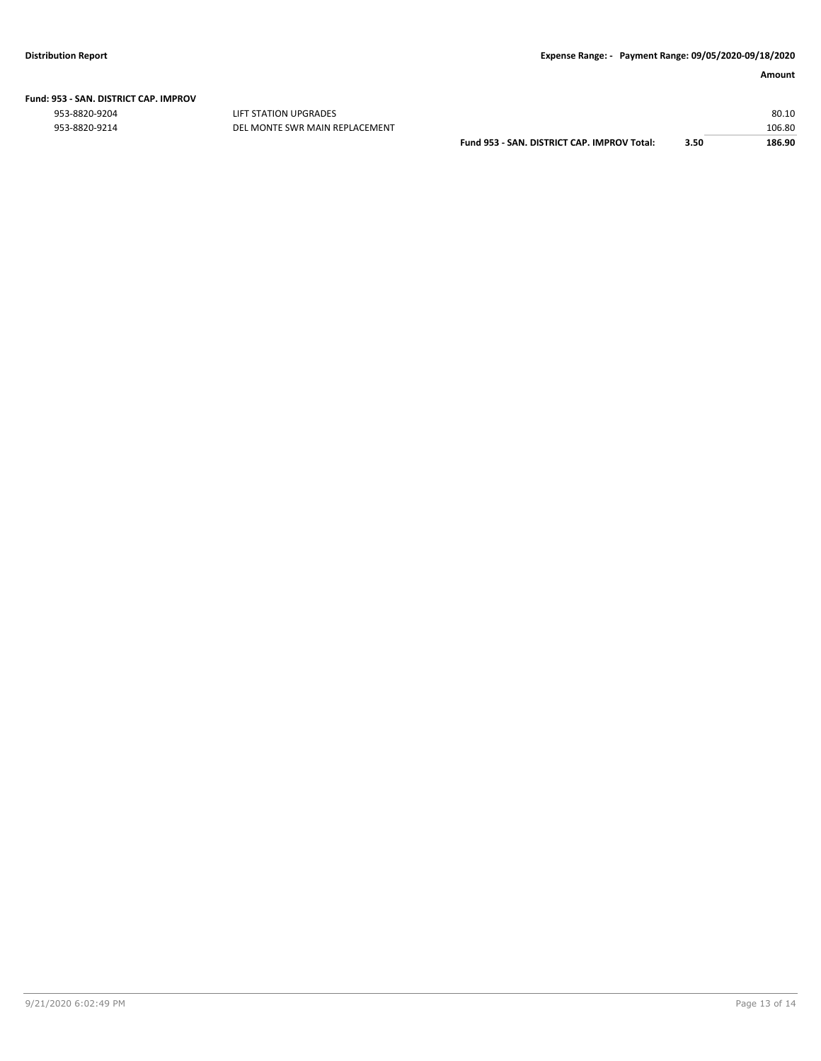**Fund: 953 - SAN. DISTRICT CAP. IMPROV**

| | | | | Amount |
|---|---|---|---|---|
| 953-8820-9204 | LIFT STATION UPGRADES | | | 80.10 |
| 953-8820-9214 | DEL MONTE SWR MAIN REPLACEMENT | | | 106.80 |
| | | **Fund 953 - SAN. DISTRICT CAP. IMPROV Total:** | **3.50** | **186.90** |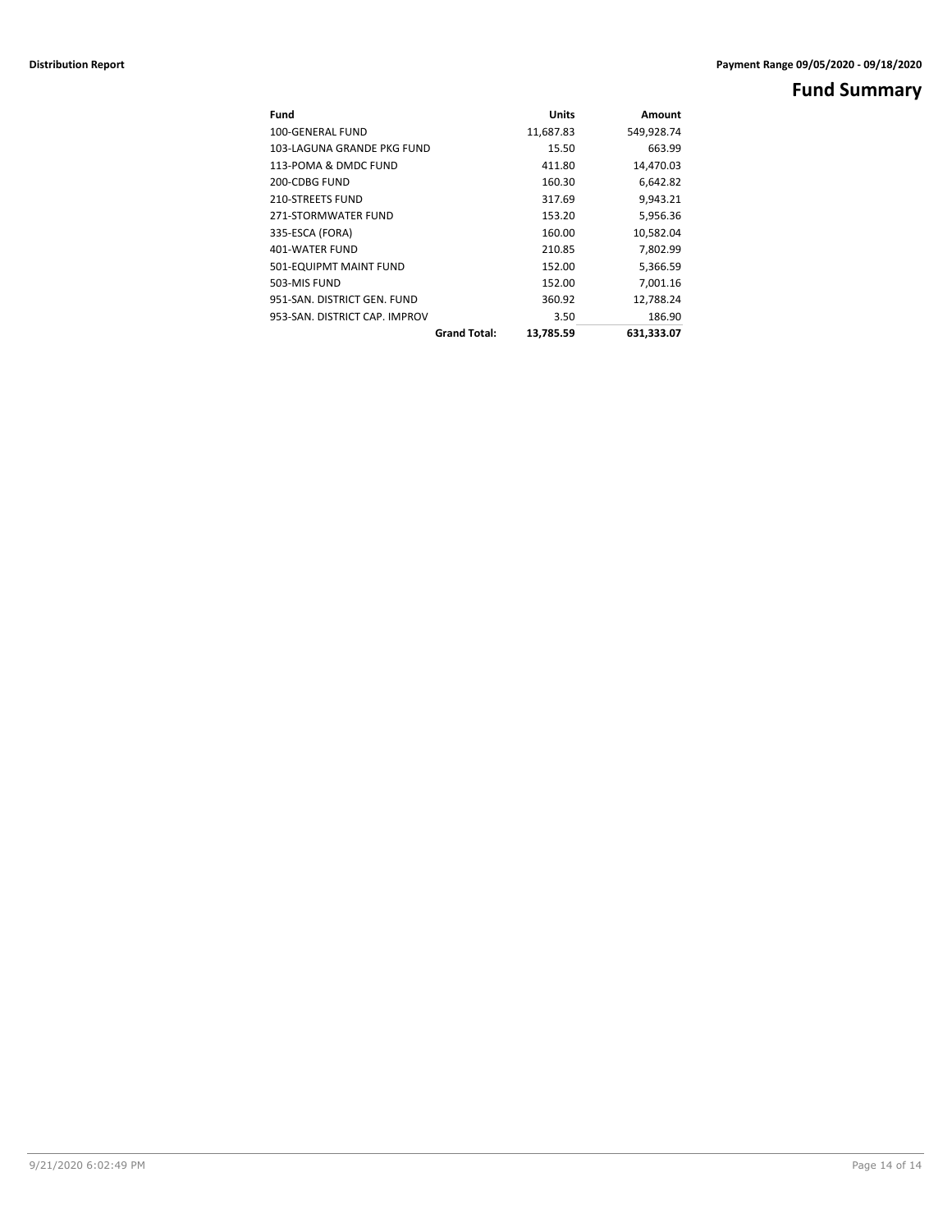# Fund Summary

| Fund | Units | Amount |
|---|---|---|
| 100-GENERAL FUND | 11,687.83 | 549,928.74 |
| 103-LAGUNA GRANDE PKG FUND | 15.50 | 663.99 |
| 113-POMA & DMDC FUND | 411.80 | 14,470.03 |
| 200-CDBG FUND | 160.30 | 6,642.82 |
| 210-STREETS FUND | 317.69 | 9,943.21 |
| 271-STORMWATER FUND | 153.20 | 5,956.36 |
| 335-ESCA (FORA) | 160.00 | 10,582.04 |
| 401-WATER FUND | 210.85 | 7,802.99 |
| 501-EQUIPMT MAINT FUND | 152.00 | 5,366.59 |
| 503-MIS FUND | 152.00 | 7,001.16 |
| 951-SAN. DISTRICT GEN. FUND | 360.92 | 12,788.24 |
| 953-SAN. DISTRICT CAP. IMPROV | 3.50 | 186.90 |
| **Grand Total:** | **13,785.59** | **631,333.07** |